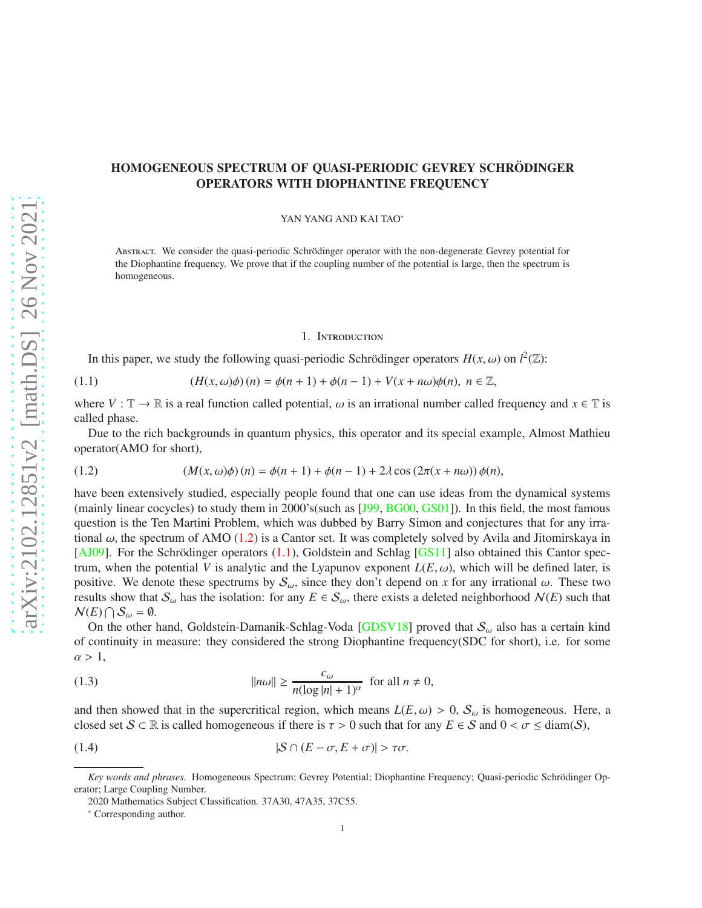# HOMOGENEOUS SPECTRUM OF QUASI-PERIODIC GEVREY SCHRÖDINGER OPERATORS WITH DIOPHANTINE FREQUENCY

YAN YANG AND KAI TAO*

Abstract. We consider the quasi-periodic Schrödinger operator with the non-degenerate Gevrey potential for the Diophantine frequency. We prove that if the coupling number of the potential is large, then the spectrum is homogeneous.

## 1. Introduction

In this paper, we study the following quasi-periodic Schrödinger operators $H(x, \omega)$ on $l^2(\mathbb{Z})$:

$$(H(x, \omega)\phi)(n) = \phi(n+1) + \phi(n-1) + V(x + n\omega)\phi(n),\ n \in \mathbb{Z}, \tag{1.1}$$

where $V : \mathbb{T} \to \mathbb{R}$ is a real function called potential, $\omega$ is an irrational number called frequency and $x \in \mathbb{T}$ is called phase.

Due to the rich backgrounds in quantum physics, this operator and its special example, Almost Mathieu operator(AMO for short),

$$(M(x, \omega)\phi)(n) = \phi(n+1) + \phi(n-1) + 2\lambda \cos(2\pi(x + n\omega))\phi(n), \tag{1.2}$$

have been extensively studied, especially people found that one can use ideas from the dynamical systems (mainly linear cocycles) to study them in 2000's(such as [J99, BG00, GS01]). In this field, the most famous question is the Ten Martini Problem, which was dubbed by Barry Simon and conjectures that for any irrational $\omega$, the spectrum of AMO (1.2) is a Cantor set. It was completely solved by Avila and Jitomirskaya in [AJ09]. For the Schrödinger operators (1.1), Goldstein and Schlag [GS11] also obtained this Cantor spectrum, when the potential $V$ is analytic and the Lyapunov exponent $L(E, \omega)$, which will be defined later, is positive. We denote these spectrums by $\mathcal{S}_\omega$, since they don't depend on $x$ for any irrational $\omega$. These two results show that $\mathcal{S}_\omega$ has the isolation: for any $E \in \mathcal{S}_\omega$, there exists a deleted neighborhood $\mathcal{N}(E)$ such that $\mathcal{N}(E) \bigcap \mathcal{S}_\omega = \emptyset$.

On the other hand, Goldstein-Damanik-Schlag-Voda [GDSV18] proved that $\mathcal{S}_\omega$ also has a certain kind of continuity in measure: they considered the strong Diophantine frequency(SDC for short), i.e. for some $\alpha > 1$,

$$\|n\omega\| \geq \frac{c_\omega}{n(\log|n| + 1)^\alpha} \ \text{ for all } n \neq 0, \tag{1.3}$$

and then showed that in the supercritical region, which means $L(E, \omega) > 0$, $\mathcal{S}_\omega$ is homogeneous. Here, a closed set $\mathcal{S} \subset \mathbb{R}$ is called homogeneous if there is $\tau > 0$ such that for any $E \in \mathcal{S}$ and $0 < \sigma \leq \operatorname{diam}(\mathcal{S})$,

$$|\mathcal{S} \cap (E - \sigma, E + \sigma)| > \tau\sigma. \tag{1.4}$$

*Key words and phrases.* Homogeneous Spectrum; Gevrey Potential; Diophantine Frequency; Quasi-periodic Schrödinger Operator; Large Coupling Number.

2020 Mathematics Subject Classification. 37A30, 47A35, 37C55.

\* Corresponding author.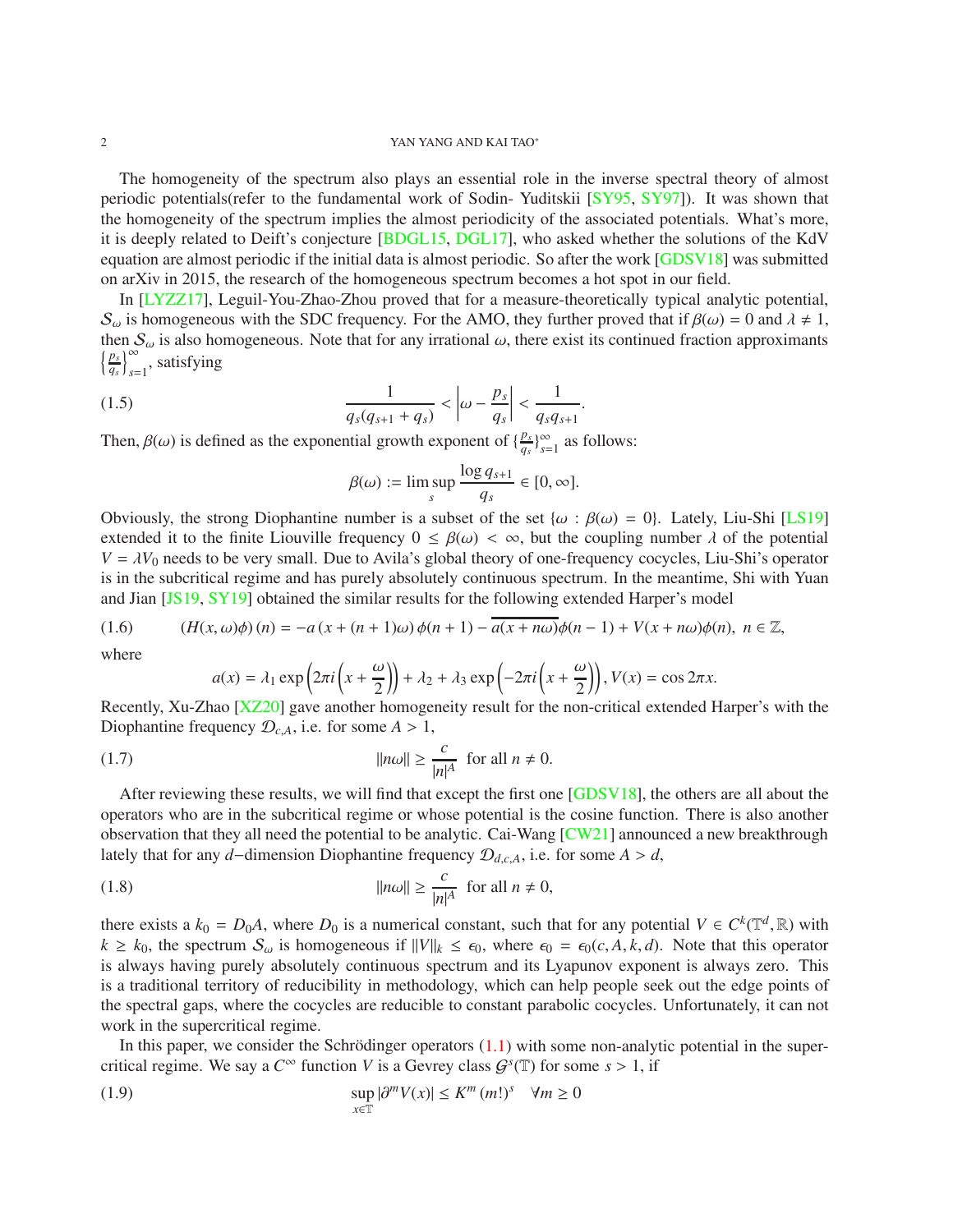The homogeneity of the spectrum also plays an essential role in the inverse spectral theory of almost periodic potentials(refer to the fundamental work of Sodin- Yuditskii [SY95, SY97]). It was shown that the homogeneity of the spectrum implies the almost periodicity of the associated potentials. What's more, it is deeply related to Deift's conjecture [BDGL15, DGL17], who asked whether the solutions of the KdV equation are almost periodic if the initial data is almost periodic. So after the work [GDSV18] was submitted on arXiv in 2015, the research of the homogeneous spectrum becomes a hot spot in our field.

In [LYZZ17], Leguil-You-Zhao-Zhou proved that for a measure-theoretically typical analytic potential, $\mathcal{S}_\omega$ is homogeneous with the SDC frequency. For the AMO, they further proved that if $\beta(\omega) = 0$ and $\lambda \neq 1$, then $\mathcal{S}_\omega$ is also homogeneous. Note that for any irrational $\omega$, there exist its continued fraction approximants $\left\{\frac{p_s}{q_s}\right\}_{s=1}^{\infty}$, satisfying

$$
\frac{1}{q_s(q_{s+1}+q_s)} < \left|\omega - \frac{p_s}{q_s}\right| < \frac{1}{q_s q_{s+1}}. \tag{1.5}
$$

Then, $\beta(\omega)$ is defined as the exponential growth exponent of $\{\frac{p_s}{q_s}\}_{s=1}^{\infty}$ as follows:

$$
\beta(\omega) := \limsup_s \frac{\log q_{s+1}}{q_s} \in [0, \infty].
$$

Obviously, the strong Diophantine number is a subset of the set $\{\omega : \beta(\omega) = 0\}$. Lately, Liu-Shi [LS19] extended it to the finite Liouville frequency $0 \leq \beta(\omega) < \infty$, but the coupling number $\lambda$ of the potential $V = \lambda V_0$ needs to be very small. Due to Avila's global theory of one-frequency cocycles, Liu-Shi's operator is in the subcritical regime and has purely absolutely continuous spectrum. In the meantime, Shi with Yuan and Jian [JS19, SY19] obtained the similar results for the following extended Harper's model

$$
(H(x,\omega)\phi)(n) = -a(x+(n+1)\omega)\phi(n+1) - \overline{a(x+n\omega)}\phi(n-1) + V(x+n\omega)\phi(n), \; n \in \mathbb{Z}, \tag{1.6}
$$

where

$$
a(x) = \lambda_1 \exp\left(2\pi i\left(x + \frac{\omega}{2}\right)\right) + \lambda_2 + \lambda_3 \exp\left(-2\pi i\left(x + \frac{\omega}{2}\right)\right), V(x) = \cos 2\pi x.
$$

Recently, Xu-Zhao [XZ20] gave another homogeneity result for the non-critical extended Harper's with the Diophantine frequency $\mathcal{D}_{c,A}$, i.e. for some $A > 1$,

$$
\|n\omega\| \geq \frac{c}{|n|^A} \text{ for all } n \neq 0. \tag{1.7}
$$

After reviewing these results, we will find that except the first one [GDSV18], the others are all about the operators who are in the subcritical regime or whose potential is the cosine function. There is also another observation that they all need the potential to be analytic. Cai-Wang [CW21] announced a new breakthrough lately that for any $d-$dimension Diophantine frequency $\mathcal{D}_{d,c,A}$, i.e. for some $A > d$,

$$
\|n\omega\| \geq \frac{c}{|n|^A} \text{ for all } n \neq 0, \tag{1.8}
$$

there exists a $k_0 = D_0 A$, where $D_0$ is a numerical constant, such that for any potential $V \in C^k(\mathbb{T}^d, \mathbb{R})$ with $k \geq k_0$, the spectrum $\mathcal{S}_\omega$ is homogeneous if $\|V\|_k \leq \epsilon_0$, where $\epsilon_0 = \epsilon_0(c, A, k, d)$. Note that this operator is always having purely absolutely continuous spectrum and its Lyapunov exponent is always zero. This is a traditional territory of reducibility in methodology, which can help people seek out the edge points of the spectral gaps, where the cocycles are reducible to constant parabolic cocycles. Unfortunately, it can not work in the supercritical regime.

In this paper, we consider the Schrödinger operators (1.1) with some non-analytic potential in the supercritical regime. We say a $C^\infty$ function $V$ is a Gevrey class $\mathcal{G}^s(\mathbb{T})$ for some $s > 1$, if

$$
\sup_{x \in \mathbb{T}} |\partial^m V(x)| \leq K^m (m!)^s \quad \forall m \geq 0 \tag{1.9}
$$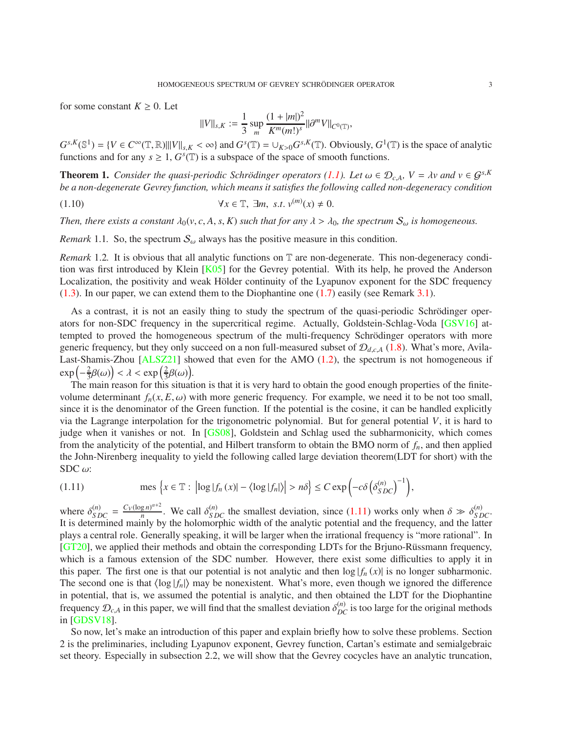for some constant $K \geq 0$. Let

$$\|V\|_{s,K} := \frac{1}{3} \sup_m \frac{(1+|m|)^2}{K^m (m!)^s} \|\partial^m V\|_{C^0(\mathbb{T})},$$

$G^{s,K}(\mathbb{S}^1) = \{V \in C^\infty(\mathbb{T}, \mathbb{R}) | \|V\|_{s,K} < \infty\}$ and $G^s(\mathbb{T}) = \cup_{K>0} G^{s,K}(\mathbb{T})$. Obviously, $G^1(\mathbb{T})$ is the space of analytic functions and for any $s \geq 1$, $G^s(\mathbb{T})$ is a subspace of the space of smooth functions.

**Theorem 1.** *Consider the quasi-periodic Schrödinger operators (1.1). Let $\omega \in \mathcal{D}_{c,A}$, $V = \lambda v$ and $v \in \mathcal{G}^{s,K}$ be a non-degenerate Gevrey function, which means it satisfies the following called non-degeneracy condition*

$$\forall x \in \mathbb{T}, \ \exists m, \ s.t. \ v^{(m)}(x) \neq 0. \tag{1.10}$$

*Then, there exists a constant $\lambda_0(v, c, A, s, K)$ such that for any $\lambda > \lambda_0$, the spectrum $\mathcal{S}_\omega$ is homogeneous.*

*Remark* 1.1. So, the spectrum $\mathcal{S}_\omega$ always has the positive measure in this condition.

*Remark* 1.2. It is obvious that all analytic functions on $\mathbb{T}$ are non-degenerate. This non-degeneracy condition was first introduced by Klein [K05] for the Gevrey potential. With its help, he proved the Anderson Localization, the positivity and weak Hölder continuity of the Lyapunov exponent for the SDC frequency (1.3). In our paper, we can extend them to the Diophantine one (1.7) easily (see Remark 3.1).

As a contrast, it is not an easily thing to study the spectrum of the quasi-periodic Schrödinger operators for non-SDC frequency in the supercritical regime. Actually, Goldstein-Schlag-Voda [GSV16] attempted to proved the homogeneous spectrum of the multi-frequency Schrödinger operators with more generic frequency, but they only succeed on a non full-measured subset of $\mathcal{D}_{d,c,A}$ (1.8). What's more, Avila-Last-Shamis-Zhou [ALSZ21] showed that even for the AMO (1.2), the spectrum is not homogeneous if $\exp\left(-\frac{2}{3}\beta(\omega)\right) < \lambda < \exp\left(\frac{2}{3}\beta(\omega)\right)$.

The main reason for this situation is that it is very hard to obtain the good enough properties of the finite-volume determinant $f_n(x, E, \omega)$ with more generic frequency. For example, we need it to be not too small, since it is the denominator of the Green function. If the potential is the cosine, it can be handled explicitly via the Lagrange interpolation for the trigonometric polynomial. But for general potential $V$, it is hard to judge when it vanishes or not. In [GS08], Goldstein and Schlag used the subharmonicity, which comes from the analyticity of the potential, and Hilbert transform to obtain the BMO norm of $f_n$, and then applied the John-Nirenberg inequality to yield the following called large deviation theorem(LDT for short) with the SDC $\omega$:

$$\operatorname{mes}\left\{x \in \mathbb{T} : \left|\log|f_n(x)| - \langle \log|f_n|\rangle\right| > n\delta\right\} \leq C \exp\left(-c\delta\left(\delta_{SDC}^{(n)}\right)^{-1}\right), \tag{1.11}$$

where $\delta_{SDC}^{(n)} = \frac{C_V (\log n)^{\alpha+2}}{n}$. We call $\delta_{SDC}^{(n)}$ the smallest deviation, since (1.11) works only when $\delta \gg \delta_{SDC}^{(n)}$. It is determined mainly by the holomorphic width of the analytic potential and the frequency, and the latter plays a central role. Generally speaking, it will be larger when the irrational frequency is "more rational". In [GT20], we applied their methods and obtain the corresponding LDTs for the Brjuno-Rüssmann frequency, which is a famous extension of the SDC number. However, there exist some difficulties to apply it in this paper. The first one is that our potential is not analytic and then $\log|f_n(x)|$ is no longer subharmonic. The second one is that $\langle \log|f_n|\rangle$ may be nonexistent. What's more, even though we ignored the difference in potential, that is, we assumed the potential is analytic, and then obtained the LDT for the Diophantine frequency $\mathcal{D}_{c,A}$ in this paper, we will find that the smallest deviation $\delta_{DC}^{(n)}$ is too large for the original methods in [GDSV18].

So now, let's make an introduction of this paper and explain briefly how to solve these problems. Section 2 is the preliminaries, including Lyapunov exponent, Gevrey function, Cartan's estimate and semialgebraic set theory. Especially in subsection 2.2, we will show that the Gevrey cocycles have an analytic truncation,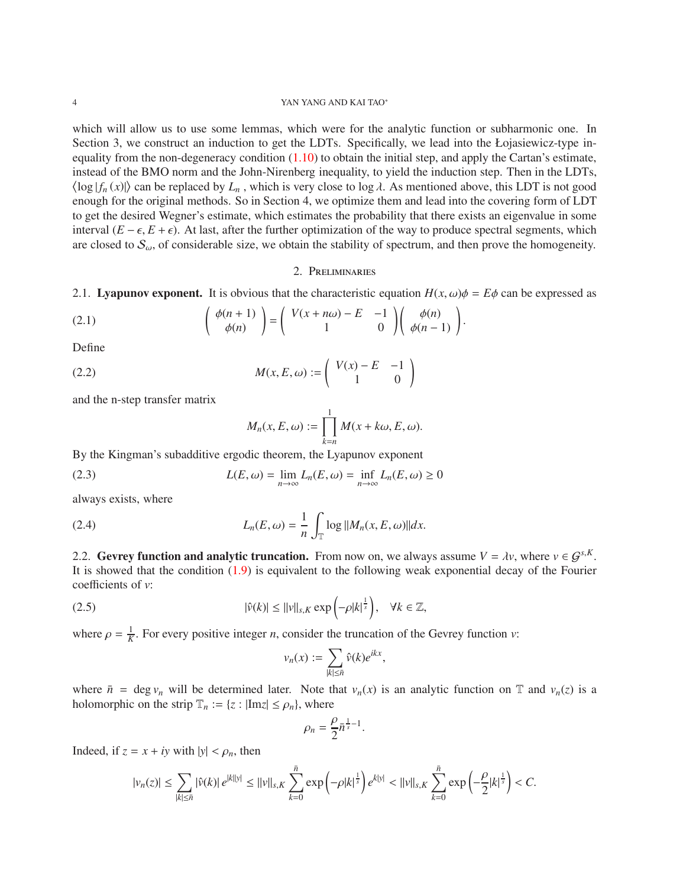which will allow us to use some lemmas, which were for the analytic function or subharmonic one. In Section 3, we construct an induction to get the LDTs. Specifically, we lead into the Łojasiewicz-type inequality from the non-degeneracy condition (1.10) to obtain the initial step, and apply the Cartan's estimate, instead of the BMO norm and the John-Nirenberg inequality, to yield the induction step. Then in the LDTs, $\langle \log |f_n(x)| \rangle$ can be replaced by $L_n$ , which is very close to $\log \lambda$. As mentioned above, this LDT is not good enough for the original methods. So in Section 4, we optimize them and lead into the covering form of LDT to get the desired Wegner's estimate, which estimates the probability that there exists an eigenvalue in some interval $(E - \epsilon, E + \epsilon)$. At last, after the further optimization of the way to produce spectral segments, which are closed to $\mathcal{S}_\omega$, of considerable size, we obtain the stability of spectrum, and then prove the homogeneity.

## 2. Preliminaries

**2.1. Lyapunov exponent.** It is obvious that the characteristic equation $H(x, \omega)\phi = E\phi$ can be expressed as

$$\begin{pmatrix} \phi(n+1) \\ \phi(n) \end{pmatrix} = \begin{pmatrix} V(x+n\omega) - E & -1 \\ 1 & 0 \end{pmatrix} \begin{pmatrix} \phi(n) \\ \phi(n-1) \end{pmatrix}. \tag{2.1}$$

Define

$$M(x, E, \omega) := \begin{pmatrix} V(x) - E & -1 \\ 1 & 0 \end{pmatrix} \tag{2.2}$$

and the n-step transfer matrix

$$M_n(x, E, \omega) := \prod_{k=n}^{1} M(x + k\omega, E, \omega).$$

By the Kingman's subadditive ergodic theorem, the Lyapunov exponent

$$L(E, \omega) = \lim_{n\to\infty} L_n(E, \omega) = \inf_{n\to\infty} L_n(E, \omega) \geq 0 \tag{2.3}$$

always exists, where

$$L_n(E, \omega) = \frac{1}{n} \int_{\mathbb{T}} \log \|M_n(x, E, \omega)\| dx. \tag{2.4}$$

**2.2. Gevrey function and analytic truncation.** From now on, we always assume $V = \lambda v$, where $v \in \mathcal{G}^{s,K}$. It is showed that the condition (1.9) is equivalent to the following weak exponential decay of the Fourier coefficients of $v$:

$$|\hat{v}(k)| \leq \|v\|_{s,K} \exp\left(-\rho |k|^{\frac{1}{s}}\right), \quad \forall k \in \mathbb{Z}, \tag{2.5}$$

where $\rho = \frac{1}{K}$. For every positive integer $n$, consider the truncation of the Gevrey function $v$:

$$v_n(x) := \sum_{|k| \leq \bar{n}} \hat{v}(k) e^{ikx},$$

where $\bar{n} = \deg v_n$ will be determined later. Note that $v_n(x)$ is an analytic function on $\mathbb{T}$ and $v_n(z)$ is a holomorphic on the strip $\mathbb{T}_n := \{z : |\mathrm{Im} z| \leq \rho_n\}$, where

$$\rho_n = \frac{\rho}{2} \bar{n}^{\frac{1}{s} - 1}.$$

Indeed, if $z = x + iy$ with $|y| < \rho_n$, then

$$|v_n(z)| \leq \sum_{|k| \leq \bar{n}} |\hat{v}(k)| \, e^{|k||y|} \leq \|v\|_{s,K} \sum_{k=0}^{\bar{n}} \exp\left(-\rho |k|^{\frac{1}{s}}\right) e^{k|y|} < \|v\|_{s,K} \sum_{k=0}^{\bar{n}} \exp\left(-\frac{\rho}{2} |k|^{\frac{1}{s}}\right) < C.$$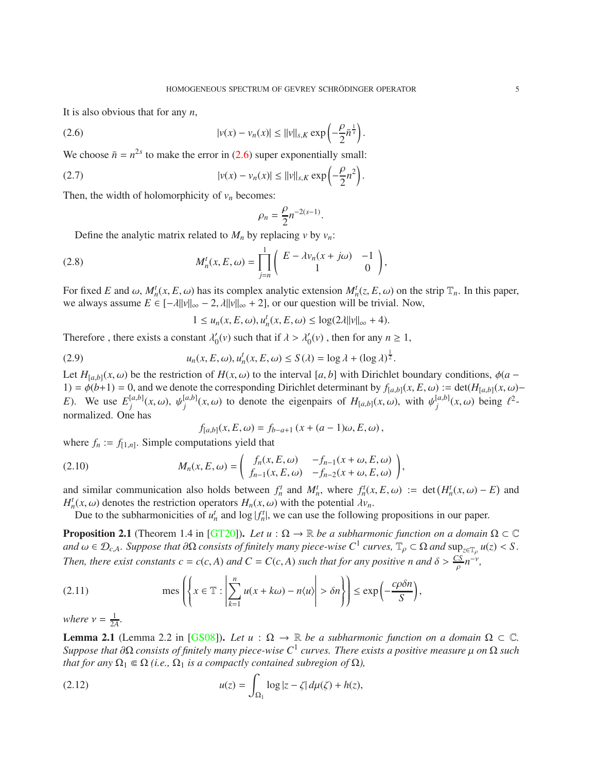It is also obvious that for any $n$,

$$|v(x) - v_n(x)| \le \|v\|_{s,K} \exp\left(-\frac{\rho}{2}\bar{n}^{\frac{1}{s}}\right). \tag{2.6}$$

We choose $\bar{n} = n^{2s}$ to make the error in (2.6) super exponentially small:

$$|v(x) - v_n(x)| \le \|v\|_{s,K} \exp\left(-\frac{\rho}{2}n^2\right). \tag{2.7}$$

Then, the width of holomorphicity of $v_n$ becomes:

$$\rho_n = \frac{\rho}{2}n^{-2(s-1)}.$$

Define the analytic matrix related to $M_n$ by replacing $v$ by $v_n$:

$$M_n^t(x, E, \omega) = \prod_{j=n}^{1} \begin{pmatrix} E - \lambda v_n(x + j\omega) & -1 \\ 1 & 0 \end{pmatrix}, \tag{2.8}$$

For fixed $E$ and $\omega$, $M_n^t(x, E, \omega)$ has its complex analytic extension $M_n^t(z, E, \omega)$ on the strip $\mathbb{T}_n$. In this paper, we always assume $E \in [-\lambda\|v\|_\infty - 2, \lambda\|v\|_\infty + 2]$, or our question will be trivial. Now,

$$1 \le u_n(x, E, \omega), u_n^t(x, E, \omega) \le \log(2\lambda\|v\|_\infty + 4).$$

Therefore , there exists a constant $\lambda_0'(v)$ such that if $\lambda > \lambda_0'(v)$ , then for any $n \ge 1$,

$$u_n(x, E, \omega), u_n^t(x, E, \omega) \le S(\lambda) = \log \lambda + (\log \lambda)^{\frac{1}{2}}. \tag{2.9}$$

Let $H_{[a,b]}(x, \omega)$ be the restriction of $H(x, \omega)$ to the interval $[a, b]$ with Dirichlet boundary conditions, $\phi(a - 1) = \phi(b+1) = 0$, and we denote the corresponding Dirichlet determinant by $f_{[a,b]}(x, E, \omega) := \det(H_{[a,b]}(x, \omega) - E)$. We use $E_j^{[a,b]}(x, \omega)$, $\psi_j^{[a,b]}(x, \omega)$ to denote the eigenpairs of $H_{[a,b]}(x, \omega)$, with $\psi_j^{[a,b]}(x, \omega)$ being $\ell^2$-normalized. One has

$$f_{[a,b]}(x, E, \omega) = f_{b-a+1}(x + (a - 1)\omega, E, \omega),$$

where $f_n := f_{[1,n]}$. Simple computations yield that

$$M_n(x, E, \omega) = \begin{pmatrix} f_n(x, E, \omega) & -f_{n-1}(x + \omega, E, \omega) \\ f_{n-1}(x, E, \omega) & -f_{n-2}(x + \omega, E, \omega) \end{pmatrix}, \tag{2.10}$$

and similar communication also holds between $f_n^t$ and $M_n^t$, where $f_n^t(x, E, \omega) := \det(H_n^t(x, \omega) - E)$ and $H_n^t(x, \omega)$ denotes the restriction operators $H_n(x, \omega)$ with the potential $\lambda v_n$.

Due to the subharmonicities of $u_n^t$ and $\log|f_n^t|$, we can use the following propositions in our paper.

**Proposition 2.1** (Theorem 1.4 in [GT20])**.** *Let $u : \Omega \to \mathbb{R}$ be a subharmonic function on a domain $\Omega \subset \mathbb{C}$ and $\omega \in \mathcal{D}_{c,A}$. Suppose that $\partial\Omega$ consists of finitely many piece-wise $C^1$ curves, $\mathbb{T}_\rho \subset \Omega$ and $\sup_{z \in \mathbb{T}_\rho} u(z) < S$. Then, there exist constants $c = c(c, A)$ and $C = C(c, A)$ such that for any positive $n$ and $\delta > \frac{CS}{\rho}n^{-\nu}$,*

$$\operatorname{mes}\left(\left\{x \in \mathbb{T} : \left|\sum_{k=1}^{n} u(x + k\omega) - n\langle u\rangle\right| > \delta n\right\}\right) \le \exp\left(-\frac{c\rho\delta n}{S}\right), \tag{2.11}$$

*where $\nu = \frac{1}{2A}$.*

**Lemma 2.1** (Lemma 2.2 in [GS08])**.** *Let $u : \Omega \to \mathbb{R}$ be a subharmonic function on a domain $\Omega \subset \mathbb{C}$. Suppose that $\partial\Omega$ consists of finitely many piece-wise $C^1$ curves. There exists a positive measure $\mu$ on $\Omega$ such that for any $\Omega_1 \Subset \Omega$ (i.e., $\Omega_1$ is a compactly contained subregion of $\Omega$),*

$$u(z) = \int_{\Omega_1} \log|z - \zeta|\, d\mu(\zeta) + h(z), \tag{2.12}$$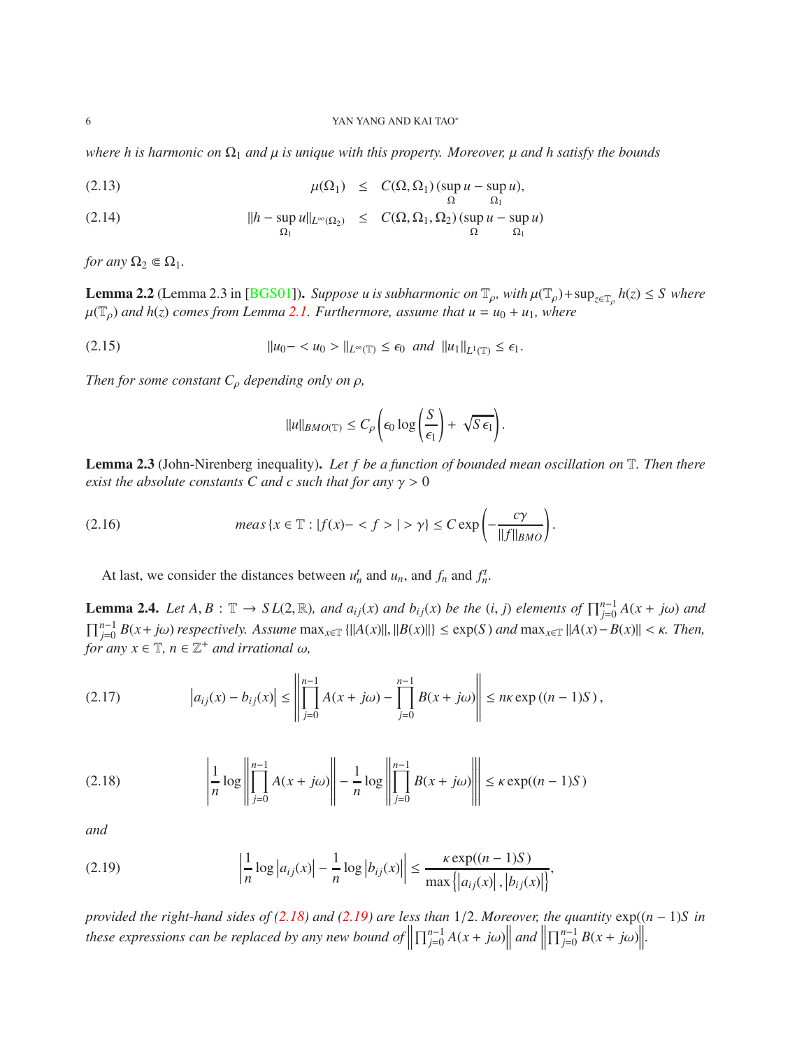*where $h$ is harmonic on $\Omega_1$ and $\mu$ is unique with this property. Moreover, $\mu$ and $h$ satisfy the bounds*

$$\mu(\Omega_1) \leq C(\Omega, \Omega_1)\,(\sup_{\Omega} u - \sup_{\Omega_1} u), \tag{2.13}$$

$$\|h - \sup_{\Omega_1} u\|_{L^\infty(\Omega_2)} \leq C(\Omega, \Omega_1, \Omega_2)\,(\sup_{\Omega} u - \sup_{\Omega_1} u) \tag{2.14}$$

*for any $\Omega_2 \Subset \Omega_1$.*

**Lemma 2.2** (Lemma 2.3 in [BGS01])**.** *Suppose $u$ is subharmonic on $\mathbb{T}_\rho$, with $\mu(\mathbb{T}_\rho) + \sup_{z \in \mathbb{T}_\rho} h(z) \leq S$ where $\mu(\mathbb{T}_\rho)$ and $h(z)$ comes from Lemma 2.1. Furthermore, assume that $u = u_0 + u_1$, where*

$$\|u_0 - < u_0 >\|_{L^\infty(\mathbb{T})} \leq \epsilon_0 \ \text{ and } \ \|u_1\|_{L^1(\mathbb{T})} \leq \epsilon_1. \tag{2.15}$$

*Then for some constant $C_\rho$ depending only on $\rho$,*

$$\|u\|_{BMO(\mathbb{T})} \leq C_\rho \left( \epsilon_0 \log\left(\frac{S}{\epsilon_1}\right) + \sqrt{S\,\epsilon_1} \right).$$

**Lemma 2.3** (John-Nirenberg inequality)**.** *Let $f$ be a function of bounded mean oscillation on $\mathbb{T}$. Then there exist the absolute constants $C$ and $c$ such that for any $\gamma > 0$*

$$meas\,\{x \in \mathbb{T} : |f(x) - < f >| > \gamma\} \leq C \exp\left(-\frac{c\gamma}{\|f\|_{BMO}}\right). \tag{2.16}$$

At last, we consider the distances between $u_n^t$ and $u_n$, and $f_n$ and $f_n^t$.

**Lemma 2.4.** *Let $A, B : \mathbb{T} \to SL(2, \mathbb{R})$, and $a_{ij}(x)$ and $b_{ij}(x)$ be the $(i, j)$ elements of $\prod_{j=0}^{n-1} A(x + j\omega)$ and $\prod_{j=0}^{n-1} B(x + j\omega)$ respectively. Assume $\max_{x \in \mathbb{T}} \{\|A(x)\|, \|B(x)\|\} \leq \exp(S)$ and $\max_{x \in \mathbb{T}} \|A(x) - B(x)\| < \kappa$. Then, for any $x \in \mathbb{T}$, $n \in \mathbb{Z}^+$ and irrational $\omega$,*

$$\left|a_{ij}(x) - b_{ij}(x)\right| \leq \left\| \prod_{j=0}^{n-1} A(x + j\omega) - \prod_{j=0}^{n-1} B(x + j\omega) \right\| \leq n\kappa \exp\left((n-1)S\right), \tag{2.17}$$

$$\left| \frac{1}{n} \log \left\| \prod_{j=0}^{n-1} A(x + j\omega) \right\| - \frac{1}{n} \log \left\| \prod_{j=0}^{n-1} B(x + j\omega) \right\| \right| \leq \kappa \exp((n-1)S) \tag{2.18}$$

*and*

$$\left| \frac{1}{n} \log \left|a_{ij}(x)\right| - \frac{1}{n} \log \left|b_{ij}(x)\right| \right| \leq \frac{\kappa \exp((n-1)S)}{\max\left\{\left|a_{ij}(x)\right|, \left|b_{ij}(x)\right|\right\}}, \tag{2.19}$$

*provided the right-hand sides of (2.18) and (2.19) are less than $1/2$. Moreover, the quantity $\exp((n-1)S$ in these expressions can be replaced by any new bound of $\left\|\prod_{j=0}^{n-1} A(x + j\omega)\right\|$ and $\left\|\prod_{j=0}^{n-1} B(x + j\omega)\right\|$.*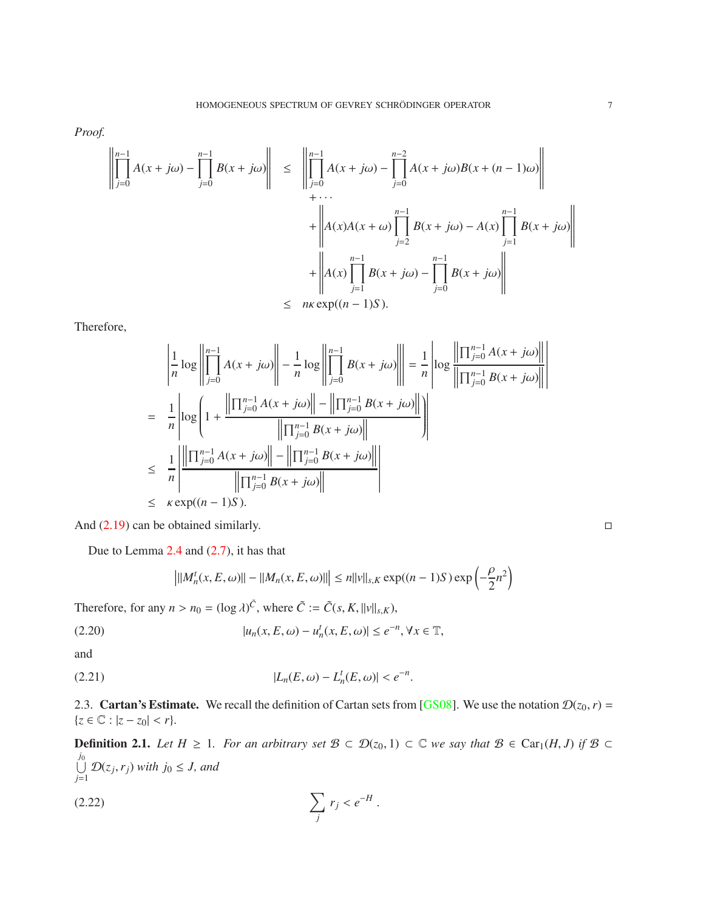*Proof.*

$$
\begin{aligned}
\left\|\prod_{j=0}^{n-1} A(x+j\omega) - \prod_{j=0}^{n-1} B(x+j\omega)\right\| &\le \left\|\prod_{j=0}^{n-1} A(x+j\omega) - \prod_{j=0}^{n-2} A(x+j\omega) B(x+(n-1)\omega)\right\| \\
&\quad + \cdots \\
&\quad + \left\|A(x)A(x+\omega)\prod_{j=2}^{n-1} B(x+j\omega) - A(x)\prod_{j=1}^{n-1} B(x+j\omega)\right\| \\
&\quad + \left\|A(x)\prod_{j=1}^{n-1} B(x+j\omega) - \prod_{j=0}^{n-1} B(x+j\omega)\right\| \\
&\le n\kappa \exp((n-1)S).
\end{aligned}
$$

Therefore,

$$
\begin{aligned}
&\left|\frac{1}{n}\log\left\|\prod_{j=0}^{n-1} A(x+j\omega)\right\| - \frac{1}{n}\log\left\|\prod_{j=0}^{n-1} B(x+j\omega)\right\|\right| = \frac{1}{n}\left|\log\frac{\left\|\prod_{j=0}^{n-1} A(x+j\omega)\right\|}{\left\|\prod_{j=0}^{n-1} B(x+j\omega)\right\|}\right| \\
= &\ \frac{1}{n}\left|\log\left(1 + \frac{\left\|\prod_{j=0}^{n-1} A(x+j\omega)\right\| - \left\|\prod_{j=0}^{n-1} B(x+j\omega)\right\|}{\left\|\prod_{j=0}^{n-1} B(x+j\omega)\right\|}\right)\right| \\
\le &\ \frac{1}{n}\left|\frac{\left\|\prod_{j=0}^{n-1} A(x+j\omega)\right\| - \left\|\prod_{j=0}^{n-1} B(x+j\omega)\right\|}{\left\|\prod_{j=0}^{n-1} B(x+j\omega)\right\|}\right| \\
\le &\ \kappa \exp((n-1)S).
\end{aligned}
$$

And (2.19) can be obtained similarly. □

Due to Lemma 2.4 and (2.7), it has that

$$
\left|\|M_n^t(x,E,\omega)\| - \|M_n(x,E,\omega)\|\right| \le n\|v\|_{s,K}\exp((n-1)S)\exp\left(-\frac{\rho}{2}n^2\right)
$$

Therefore, for any $n > n_0 = (\log\lambda)^{\tilde{C}}$, where $\tilde{C} := \tilde{C}(s, K, \|v\|_{s,K})$,

$$
|u_n(x,E,\omega) - u_n^t(x,E,\omega)| \le e^{-n}, \forall x \in \mathbb{T}, \tag{2.20}
$$

and

$$
|L_n(E,\omega) - L_n^t(E,\omega)| < e^{-n}. \tag{2.21}
$$

2.3. **Cartan's Estimate.** We recall the definition of Cartan sets from [GS08]. We use the notation $\mathcal{D}(z_0, r) = \{z \in \mathbb{C} : |z - z_0| < r\}$.

**Definition 2.1.** *Let $H \ge 1$. For an arbitrary set $\mathcal{B} \subset \mathcal{D}(z_0, 1) \subset \mathbb{C}$ we say that $\mathcal{B} \in \mathrm{Car}_1(H, J)$ if $\mathcal{B} \subset \bigcup_{j=1}^{j_0} \mathcal{D}(z_j, r_j)$ with $j_0 \le J$, and*

$$
\sum_j r_j < e^{-H}. \tag{2.22}
$$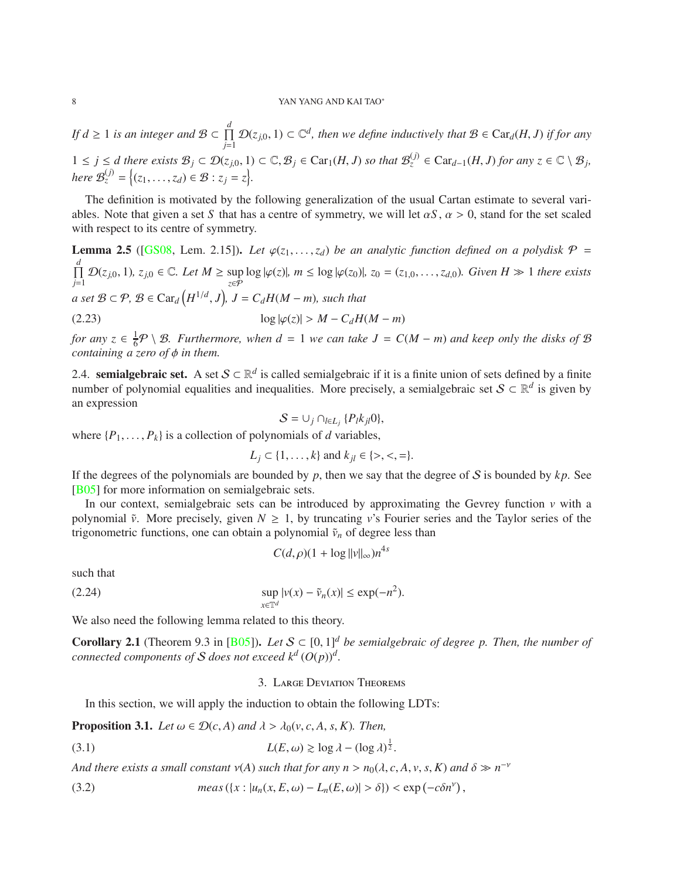*If $d \geq 1$ is an integer and $\mathcal{B} \subset \prod_{j=1}^{d} \mathcal{D}(z_{j,0}, 1) \subset \mathbb{C}^d$, then we define inductively that $\mathcal{B} \in \mathrm{Car}_d(H, J)$ if for any $1 \leq j \leq d$ there exists $\mathcal{B}_j \subset \mathcal{D}(z_{j,0}, 1) \subset \mathbb{C}, \mathcal{B}_j \in \mathrm{Car}_1(H, J)$ so that $\mathcal{B}_z^{(j)} \in \mathrm{Car}_{d-1}(H, J)$ for any $z \in \mathbb{C} \setminus \mathcal{B}_j$, here $\mathcal{B}_z^{(j)} = \{(z_1, \ldots, z_d) \in \mathcal{B} : z_j = z\}$.*

The definition is motivated by the following generalization of the usual Cartan estimate to several variables. Note that given a set $S$ that has a centre of symmetry, we will let $\alpha S$, $\alpha > 0$, stand for the set scaled with respect to its centre of symmetry.

**Lemma 2.5** ([GS08, Lem. 2.15]). *Let $\varphi(z_1, \ldots, z_d)$ be an analytic function defined on a polydisk $\mathcal{P} = \prod_{j=1}^{d} \mathcal{D}(z_{j,0}, 1)$, $z_{j,0} \in \mathbb{C}$. Let $M \geq \sup_{z \in \mathcal{P}} \log |\varphi(z)|$, $m \leq \log |\varphi(z_0)|$, $z_0 = (z_{1,0}, \ldots, z_{d,0})$. Given $H \gg 1$ there exists a set $\mathcal{B} \subset \mathcal{P}$, $\mathcal{B} \in \mathrm{Car}_d\left(H^{1/d}, J\right)$, $J = C_d H(M - m)$, such that*

$$\log |\varphi(z)| > M - C_d H(M - m) \tag{2.23}$$

*for any $z \in \frac{1}{6}\mathcal{P} \setminus \mathcal{B}$. Furthermore, when $d = 1$ we can take $J = C(M - m)$ and keep only the disks of $\mathcal{B}$ containing a zero of $\phi$ in them.*

## 2.4. semialgebraic set.

A set $\mathcal{S} \subset \mathbb{R}^d$ is called semialgebraic if it is a finite union of sets defined by a finite number of polynomial equalities and inequalities. More precisely, a semialgebraic set $\mathcal{S} \subset \mathbb{R}^d$ is given by an expression

$$\mathcal{S} = \cup_j \cap_{l \in L_j} \{P_l k_{jl} 0\},$$

where $\{P_1, \ldots, P_k\}$ is a collection of polynomials of $d$ variables,

$$L_j \subset \{1, \ldots, k\} \text{ and } k_{jl} \in \{>, <, =\}.$$

If the degrees of the polynomials are bounded by $p$, then we say that the degree of $\mathcal{S}$ is bounded by $kp$. See [B05] for more information on semialgebraic sets.

In our context, semialgebraic sets can be introduced by approximating the Gevrey function $v$ with a polynomial $\tilde{v}$. More precisely, given $N \geq 1$, by truncating $v$'s Fourier series and the Taylor series of the trigonometric functions, one can obtain a polynomial $\tilde{v}_n$ of degree less than

$$C(d, \rho)(1 + \log \|v\|_\infty) n^{4s}$$

such that

$$\sup_{x \in \mathbb{T}^d} |v(x) - \tilde{v}_n(x)| \leq \exp(-n^2). \tag{2.24}$$

We also need the following lemma related to this theory.

**Corollary 2.1** (Theorem 9.3 in [B05]). *Let $\mathcal{S} \subset [0, 1]^d$ be semialgebraic of degree $p$. Then, the number of connected components of $\mathcal{S}$ does not exceed $k^d (O(p))^d$.*

# 3. Large Deviation Theorems

In this section, we will apply the induction to obtain the following LDTs:

**Proposition 3.1.** *Let $\omega \in \mathcal{D}(c, A)$ and $\lambda > \lambda_0(v, c, A, s, K)$. Then,*

$$L(E, \omega) \gtrsim \log \lambda - (\log \lambda)^{\frac{1}{2}}. \tag{3.1}$$

*And there exists a small constant $\nu(A)$ such that for any $n > n_0(\lambda, c, A, v, s, K)$ and $\delta \gg n^{-\nu}$*

$$meas\left(\{x : |u_n(x, E, \omega) - L_n(E, \omega)| > \delta\}\right) < \exp\left(-c\delta n^{\nu}\right), \tag{3.2}$$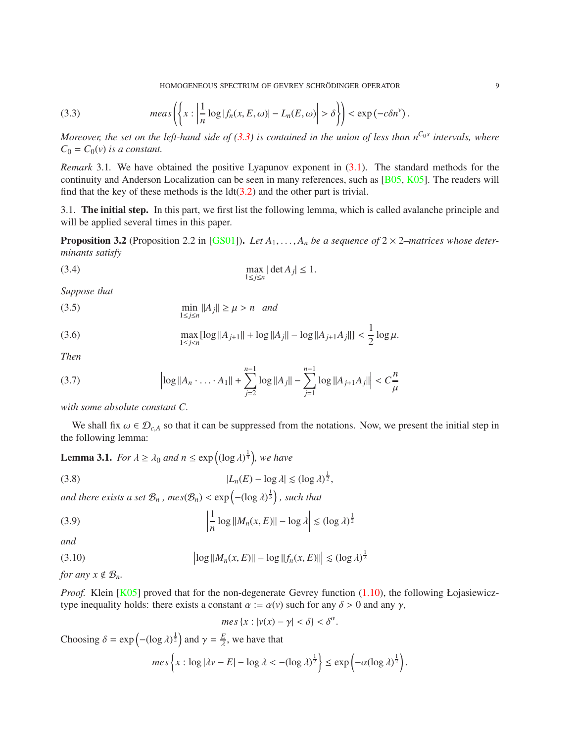$$\text{meas}\left(\left\{x : \left|\frac{1}{n}\log|f_n(x,E,\omega)| - L_n(E,\omega)\right| > \delta\right\}\right) < \exp\left(-c\delta n^{\nu}\right). \tag{3.3}$$

*Moreover, the set on the left-hand side of (3.3) is contained in the union of less than $n^{C_0 s}$ intervals, where $C_0 = C_0(v)$ is a constant.*

*Remark* 3.1. We have obtained the positive Lyapunov exponent in (3.1). The standard methods for the continuity and Anderson Localization can be seen in many references, such as [B05, K05]. The readers will find that the key of these methods is the ldt(3.2) and the other part is trivial.

3.1. **The initial step.** In this part, we first list the following lemma, which is called avalanche principle and will be applied several times in this paper.

**Proposition 3.2** (Proposition 2.2 in [GS01])**.** *Let $A_1, \ldots, A_n$ be a sequence of $2\times 2$–matrices whose determinants satisfy*

$$\max_{1\le j\le n} |\det A_j| \le 1. \tag{3.4}$$

*Suppose that*

$$\min_{1\le j\le n} \|A_j\| \ge \mu > n \quad \text{and} \tag{3.5}$$

$$\max_{1\le j<n} [\log\|A_{j+1}\| + \log\|A_j\| - \log\|A_{j+1}A_j\|] < \frac{1}{2}\log\mu. \tag{3.6}$$

*Then*

$$\left|\log\|A_n\cdot\ldots\cdot A_1\| + \sum_{j=2}^{n-1}\log\|A_j\| - \sum_{j=1}^{n-1}\log\|A_{j+1}A_j\|\right| < C\frac{n}{\mu} \tag{3.7}$$

*with some absolute constant $C$.*

We shall fix $\omega \in \mathcal{D}_{c,A}$ so that it can be suppressed from the notations. Now, we present the initial step in the following lemma:

**Lemma 3.1.** *For $\lambda \ge \lambda_0$ and $n \le \exp\left((\log\lambda)^{\frac{1}{4}}\right)$, we have*

$$|L_n(E) - \log\lambda| \lesssim (\log\lambda)^{\frac{1}{2}}, \tag{3.8}$$

*and there exists a set $\mathcal{B}_n$ , $mes(\mathcal{B}_n) < \exp\left(-(\log\lambda)^{\frac{1}{3}}\right)$ , such that*

$$\left|\frac{1}{n}\log\|M_n(x,E)\| - \log\lambda\right| \lesssim (\log\lambda)^{\frac{1}{2}} \tag{3.9}$$

*and*

$$\left|\log\|M_n(x,E)\| - \log\|f_n(x,E)\|\right| \lesssim (\log\lambda)^{\frac{1}{2}} \tag{3.10}$$

*for any $x \notin \mathcal{B}_n$.*

*Proof.* Klein [K05] proved that for the non-degenerate Gevrey function (1.10), the following Łojasiewicz-type inequality holds: there exists a constant $\alpha := \alpha(v)$ such for any $\delta > 0$ and any $\gamma$,

$$mes\{x : |v(x) - \gamma| < \delta\} < \delta^{\alpha}.$$

Choosing $\delta = \exp\left(-(\log\lambda)^{\frac{1}{2}}\right)$ and $\gamma = \frac{E}{\lambda}$, we have that

$$mes\left\{x : \log|\lambda v - E| - \log\lambda < -(\log\lambda)^{\frac{1}{2}}\right\} \le \exp\left(-\alpha(\log\lambda)^{\frac{1}{2}}\right).$$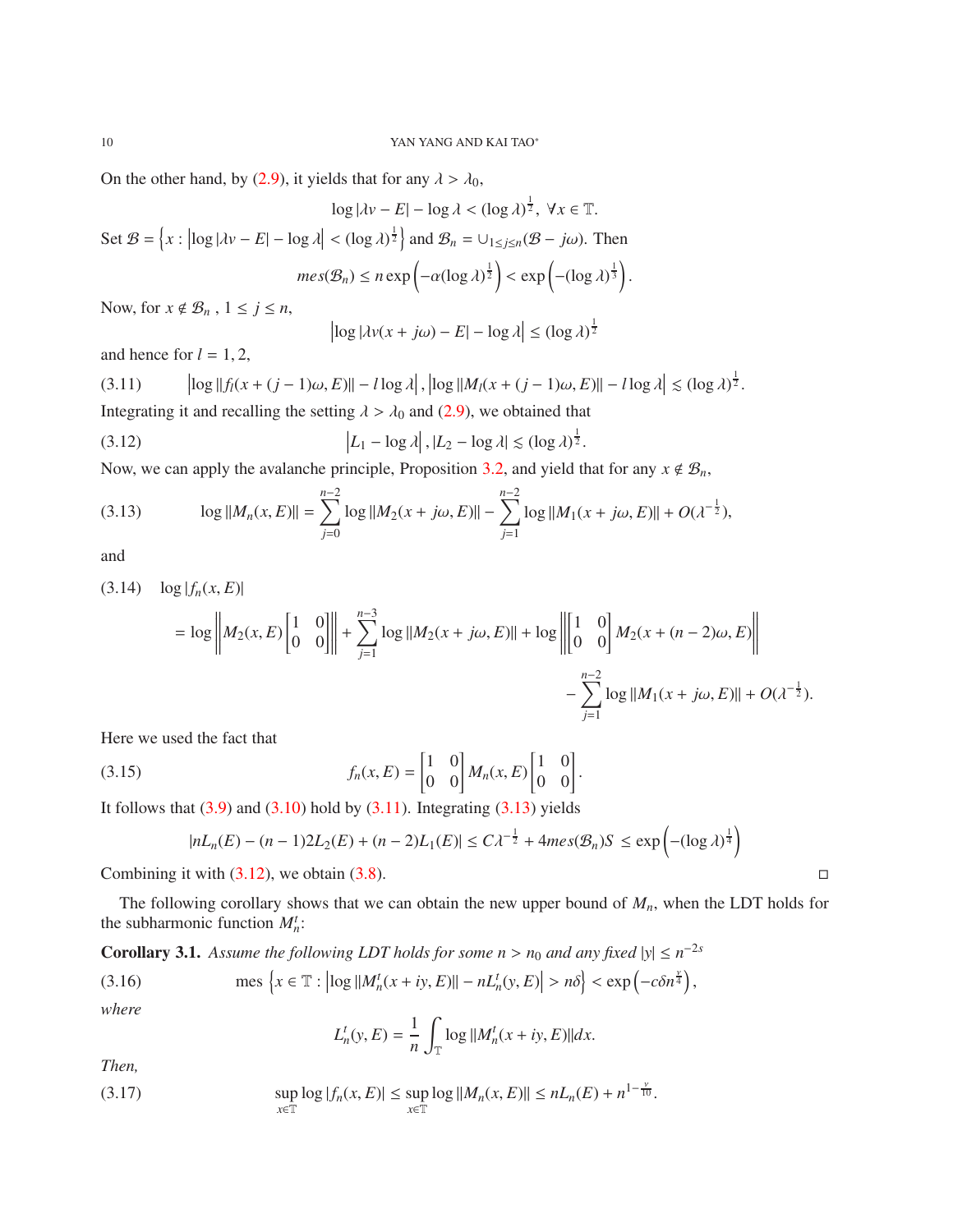On the other hand, by (2.9), it yields that for any $\lambda > \lambda_0$,

$$\log|\lambda v - E| - \log\lambda < (\log\lambda)^{\frac{1}{2}},\ \forall x \in \mathbb{T}.$$

Set $\mathcal{B} = \left\{x : \left|\log|\lambda v - E| - \log\lambda\right| < (\log\lambda)^{\frac{1}{2}}\right\}$ and $\mathcal{B}_n = \cup_{1\le j\le n}(\mathcal{B} - j\omega)$. Then

$$mes(\mathcal{B}_n) \le n\exp\left(-\alpha(\log\lambda)^{\frac{1}{2}}\right) < \exp\left(-(\log\lambda)^{\frac{1}{3}}\right).$$

Now, for $x \notin \mathcal{B}_n$ , $1 \le j \le n$,

$$\left|\log|\lambda v(x + j\omega) - E| - \log\lambda\right| \le (\log\lambda)^{\frac{1}{2}}$$

and hence for $l = 1, 2$,

$$\left|\log\|f_l(x + (j-1)\omega, E)\| - l\log\lambda\right|, \left|\log\|M_l(x + (j-1)\omega, E)\| - l\log\lambda\right| \lesssim (\log\lambda)^{\frac{1}{2}}. \tag{3.11}$$

Integrating it and recalling the setting $\lambda > \lambda_0$ and (2.9), we obtained that

$$\left|L_1 - \log\lambda\right|, |L_2 - \log\lambda| \lesssim (\log\lambda)^{\frac{1}{2}}. \tag{3.12}$$

Now, we can apply the avalanche principle, Proposition 3.2, and yield that for any $x \notin \mathcal{B}_n$,

$$\log\|M_n(x, E)\| = \sum_{j=0}^{n-2}\log\|M_2(x + j\omega, E)\| - \sum_{j=1}^{n-2}\log\|M_1(x + j\omega, E)\| + O(\lambda^{-\frac{1}{2}}), \tag{3.13}$$

and

$$\begin{aligned}\log|f_n(x, E)| &= \log\left\|M_2(x, E)\begin{bmatrix}1 & 0\\0 & 0\end{bmatrix}\right\| + \sum_{j=1}^{n-3}\log\|M_2(x + j\omega, E)\| + \log\left\|\begin{bmatrix}1 & 0\\0 & 0\end{bmatrix}M_2(x + (n-2)\omega, E)\right\| \\ &\quad - \sum_{j=1}^{n-2}\log\|M_1(x + j\omega, E)\| + O(\lambda^{-\frac{1}{2}}).\end{aligned} \tag{3.14}$$

Here we used the fact that

$$f_n(x, E) = \begin{bmatrix}1 & 0\\0 & 0\end{bmatrix}M_n(x, E)\begin{bmatrix}1 & 0\\0 & 0\end{bmatrix}. \tag{3.15}$$

It follows that (3.9) and (3.10) hold by (3.11). Integrating (3.13) yields

$$|nL_n(E) - (n-1)2L_2(E) + (n-2)L_1(E)| \le C\lambda^{-\frac{1}{2}} + 4mes(\mathcal{B}_n)S \le \exp\left(-(\log\lambda)^{\frac{1}{4}}\right)$$

Combining it with (3.12), we obtain (3.8). □

The following corollary shows that we can obtain the new upper bound of $M_n$, when the LDT holds for the subharmonic function $M_n^t$:

**Corollary 3.1.** *Assume the following LDT holds for some $n > n_0$ and any fixed $|y| \le n^{-2s}$*

$$\text{mes}\left\{x \in \mathbb{T} : \left|\log\|M_n^t(x + iy, E)\| - nL_n^t(y, E)\right| > n\delta\right\} < \exp\left(-c\delta n^{\frac{\nu}{4}}\right), \tag{3.16}$$

*where*

$$L_n^t(y, E) = \frac{1}{n}\int_{\mathbb{T}}\log\|M_n^t(x + iy, E)\|dx.$$

*Then,*

$$\sup_{x\in\mathbb{T}}\log|f_n(x, E)| \le \sup_{x\in\mathbb{T}}\log\|M_n(x, E)\| \le nL_n(E) + n^{1-\frac{\nu}{10}}. \tag{3.17}$$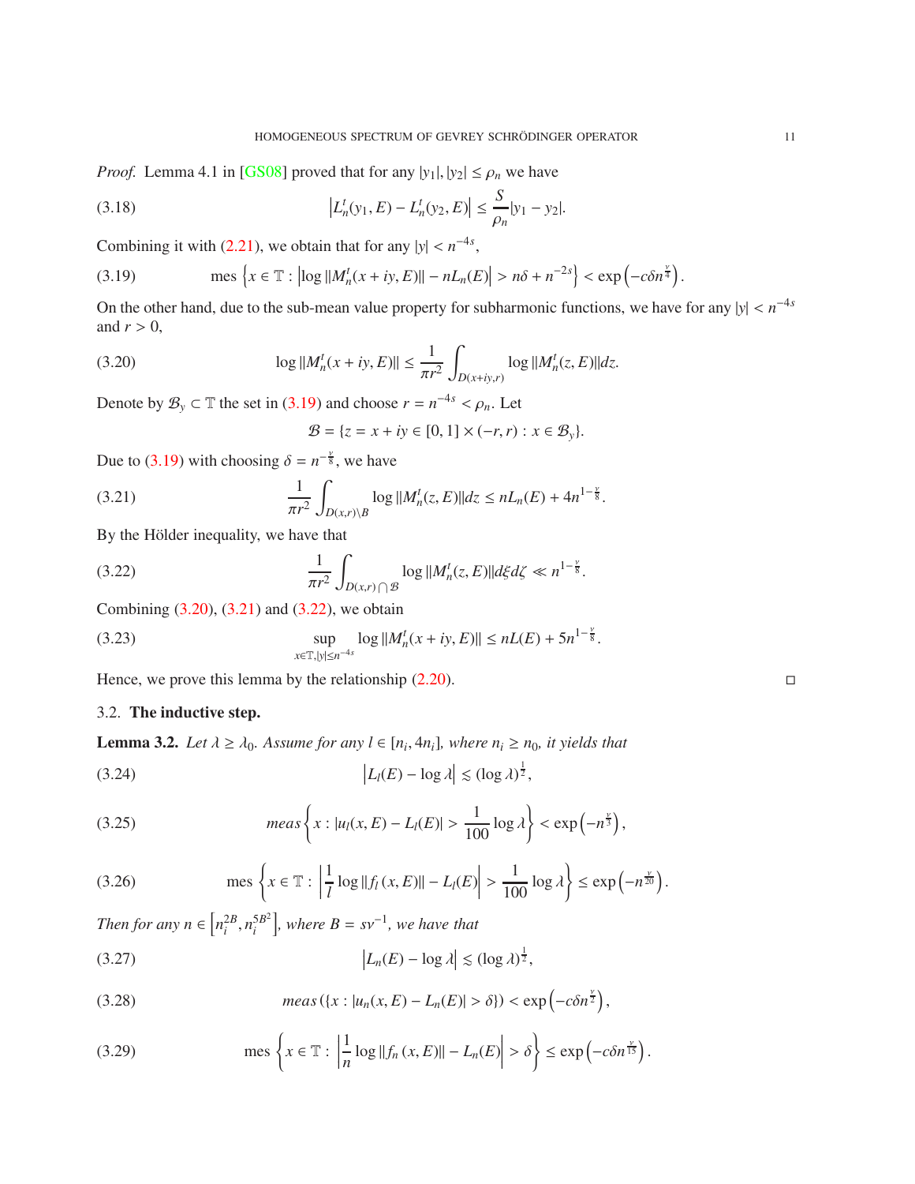*Proof.* Lemma 4.1 in [GS08] proved that for any $|y_1|, |y_2| \leq \rho_n$ we have

$$\left|L_n^t(y_1, E) - L_n^t(y_2, E)\right| \leq \frac{S}{\rho_n}|y_1 - y_2|. \tag{3.18}$$

Combining it with (2.21), we obtain that for any $|y| < n^{-4s}$,

$$\text{mes}\left\{x \in \mathbb{T} : \left|\log \|M_n^t(x+iy, E)\| - nL_n(E)\right| > n\delta + n^{-2s}\right\} < \exp\left(-c\delta n^{\frac{\nu}{4}}\right). \tag{3.19}$$

On the other hand, due to the sub-mean value property for subharmonic functions, we have for any $|y| < n^{-4s}$ and $r > 0$,

$$\log \|M_n^t(x+iy, E)\| \leq \frac{1}{\pi r^2}\int_{D(x+iy,r)} \log \|M_n^t(z, E)\| dz. \tag{3.20}$$

Denote by $\mathcal{B}_y \subset \mathbb{T}$ the set in (3.19) and choose $r = n^{-4s} < \rho_n$. Let

$$\mathcal{B} = \{z = x + iy \in [0, 1] \times (-r, r) : x \in \mathcal{B}_y\}.$$

Due to (3.19) with choosing $\delta = n^{-\frac{\nu}{8}}$, we have

$$\frac{1}{\pi r^2}\int_{D(x,r)\setminus B} \log \|M_n^t(z, E)\| dz \leq nL_n(E) + 4n^{1-\frac{\nu}{8}}. \tag{3.21}$$

By the Hölder inequality, we have that

$$\frac{1}{\pi r^2}\int_{D(x,r)\bigcap\mathcal{B}} \log \|M_n^t(z, E)\| d\xi d\zeta \ll n^{1-\frac{\nu}{8}}. \tag{3.22}$$

Combining (3.20), (3.21) and (3.22), we obtain

$$\sup_{x\in\mathbb{T}, |y|\leq n^{-4s}} \log \|M_n^t(x+iy, E)\| \leq nL(E) + 5n^{1-\frac{\nu}{8}}. \tag{3.23}$$

Hence, we prove this lemma by the relationship (2.20). ◻

### 3.2. **The inductive step.**

**Lemma 3.2.** *Let $\lambda \geq \lambda_0$. Assume for any $l \in [n_i, 4n_i]$, where $n_i \geq n_0$, it yields that*

$$\left|L_l(E) - \log \lambda\right| \lesssim (\log \lambda)^{\frac{1}{2}}, \tag{3.24}$$

$$\textit{meas}\left\{x : |u_l(x, E) - L_l(E)| > \frac{1}{100}\log \lambda\right\} < \exp\left(-n^{\frac{\nu}{3}}\right), \tag{3.25}$$

$$\text{mes}\left\{x \in \mathbb{T} : \left|\frac{1}{l}\log \|f_l(x, E)\| - L_l(E)\right| > \frac{1}{100}\log \lambda\right\} \leq \exp\left(-n^{\frac{\nu}{20}}\right). \tag{3.26}$$

*Then for any $n \in \left[n_i^{2B}, n_i^{5B^2}\right]$, where $B = s\nu^{-1}$, we have that*

$$\left|L_n(E) - \log \lambda\right| \lesssim (\log \lambda)^{\frac{1}{2}}, \tag{3.27}$$

$$\textit{meas}\left(\{x : |u_n(x, E) - L_n(E)| > \delta\}\right) < \exp\left(-c\delta n^{\frac{\nu}{2}}\right), \tag{3.28}$$

$$\text{mes}\left\{x \in \mathbb{T} : \left|\frac{1}{n}\log \|f_n(x, E)\| - L_n(E)\right| > \delta\right\} \leq \exp\left(-c\delta n^{\frac{\nu}{15}}\right). \tag{3.29}$$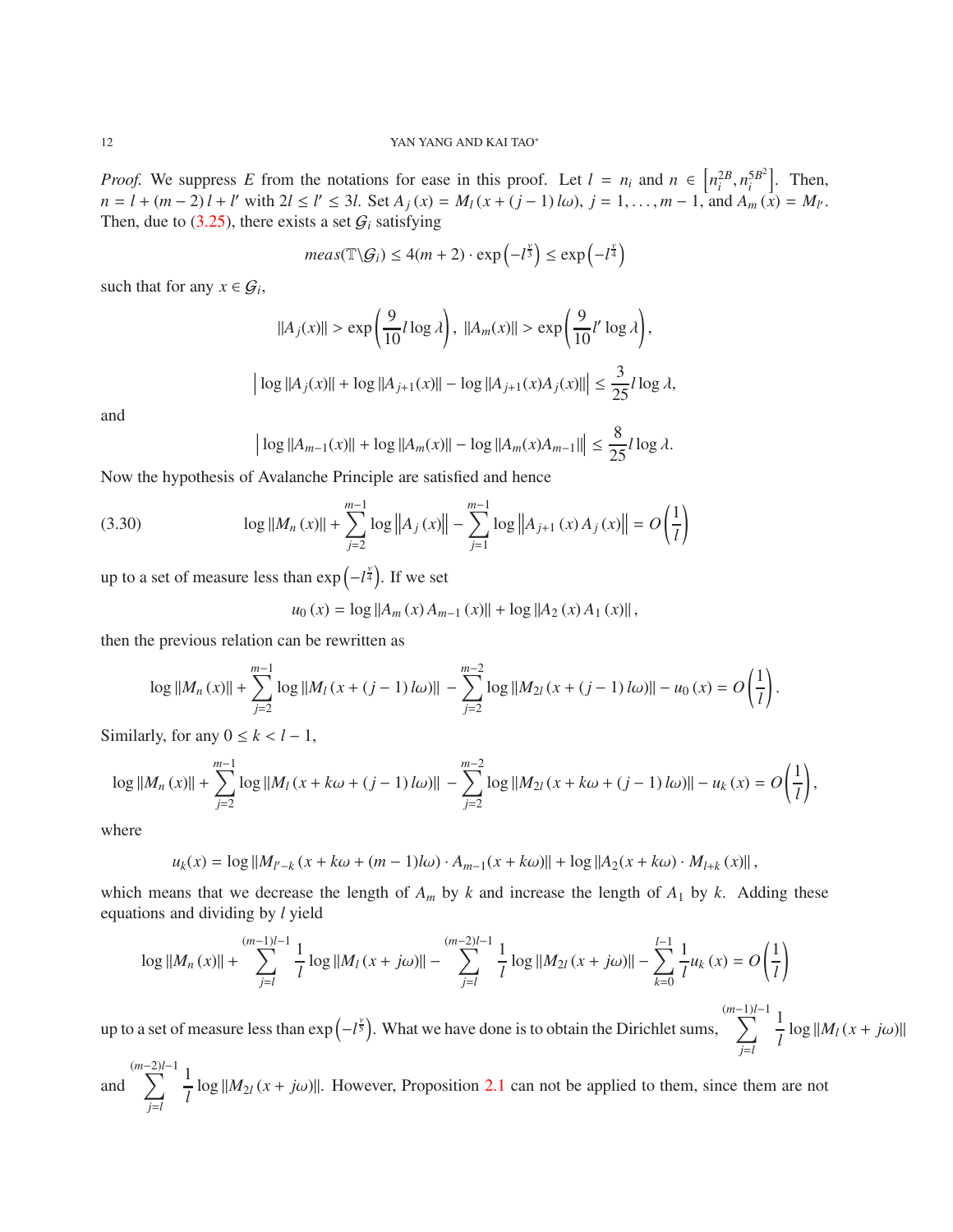*Proof.* We suppress $E$ from the notations for ease in this proof. Let $l = n_i$ and $n \in \left[n_i^{2B}, n_i^{5B^2}\right]$. Then, $n = l + (m-2)\,l + l'$ with $2l \le l' \le 3l$. Set $A_j(x) = M_l(x + (j-1)\,l\omega)$, $j = 1, \dots, m-1$, and $A_m(x) = M_{l'}$. Then, due to (3.25), there exists a set $\mathcal{G}_i$ satisfying

$$meas(\mathbb{T}\backslash\mathcal{G}_i) \le 4(m+2)\cdot\exp\left(-l^{\frac{\nu}{3}}\right) \le \exp\left(-l^{\frac{\nu}{4}}\right)$$

such that for any $x \in \mathcal{G}_i$,

$$\|A_j(x)\| > \exp\left(\frac{9}{10}l\log\lambda\right),\ \|A_m(x)\| > \exp\left(\frac{9}{10}l'\log\lambda\right),$$

$$\Big|\log\|A_j(x)\| + \log\|A_{j+1}(x)\| - \log\|A_{j+1}(x)A_j(x)\|\Big| \le \frac{3}{25}l\log\lambda,$$

and

$$\Big|\log\|A_{m-1}(x)\| + \log\|A_m(x)\| - \log\|A_m(x)A_{m-1}\|\Big| \le \frac{8}{25}l\log\lambda.$$

Now the hypothesis of Avalanche Principle are satisfied and hence

$$\log\|M_n(x)\| + \sum_{j=2}^{m-1}\log\left\|A_j(x)\right\| - \sum_{j=1}^{m-1}\log\left\|A_{j+1}(x)\,A_j(x)\right\| = O\left(\frac{1}{l}\right) \tag{3.30}$$

up to a set of measure less than $\exp\left(-l^{\frac{\nu}{4}}\right)$. If we set

$$u_0(x) = \log\|A_m(x)\,A_{m-1}(x)\| + \log\|A_2(x)\,A_1(x)\|,$$

then the previous relation can be rewritten as

$$\log\|M_n(x)\| + \sum_{j=2}^{m-1}\log\|M_l(x + (j-1)\,l\omega)\| - \sum_{j=2}^{m-2}\log\|M_{2l}(x + (j-1)\,l\omega)\| - u_0(x) = O\left(\frac{1}{l}\right).$$

Similarly, for any $0 \le k < l-1$,

$$\log\|M_n(x)\| + \sum_{j=2}^{m-1}\log\|M_l(x + k\omega + (j-1)\,l\omega)\| - \sum_{j=2}^{m-2}\log\|M_{2l}(x + k\omega + (j-1)\,l\omega)\| - u_k(x) = O\left(\frac{1}{l}\right),$$

where

$$u_k(x) = \log\|M_{l'-k}(x + k\omega + (m-1)l\omega)\cdot A_{m-1}(x + k\omega)\| + \log\|A_2(x + k\omega)\cdot M_{l+k}(x)\|,$$

which means that we decrease the length of $A_m$ by $k$ and increase the length of $A_1$ by $k$. Adding these equations and dividing by $l$ yield

$$\log\|M_n(x)\| + \sum_{j=l}^{(m-1)l-1}\frac{1}{l}\log\|M_l(x + j\omega)\| - \sum_{j=l}^{(m-2)l-1}\frac{1}{l}\log\|M_{2l}(x + j\omega)\| - \sum_{k=0}^{l-1}\frac{1}{l}u_k(x) = O\left(\frac{1}{l}\right)$$

up to a set of measure less than $\exp\left(-l^{\frac{\nu}{5}}\right)$. What we have done is to obtain the Dirichlet sums, $\sum_{j=l}^{(m-1)l-1}\frac{1}{l}\log\|M_l(x + j\omega)\|$ and $\sum_{j=l}^{(m-2)l-1}\frac{1}{l}\log\|M_{2l}(x + j\omega)\|$. However, Proposition 2.1 can not be applied to them, since them are not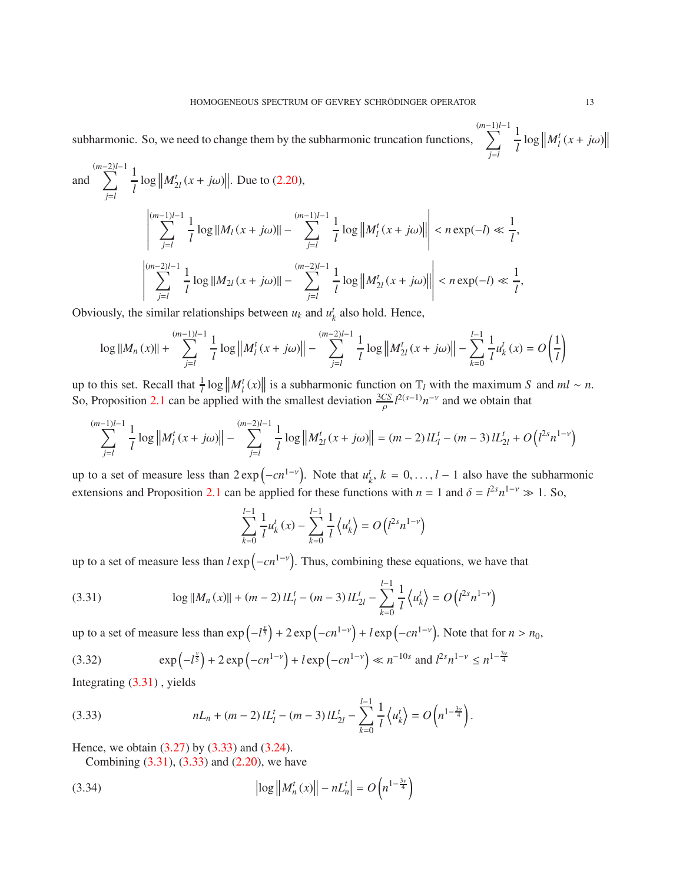subharmonic. So, we need to change them by the subharmonic truncation functions, $\sum_{j=l}^{(m-1)l-1} \frac{1}{l} \log \left\| M_l^t (x+j\omega) \right\|$ and $\sum_{j=l}^{(m-2)l-1} \frac{1}{l} \log \left\| M_{2l}^t (x+j\omega) \right\|$. Due to (2.20),

$$\left| \sum_{j=l}^{(m-1)l-1} \frac{1}{l} \log \| M_l (x+j\omega) \| - \sum_{j=l}^{(m-1)l-1} \frac{1}{l} \log \left\| M_l^t (x+j\omega) \right\| \right| < n \exp(-l) \ll \frac{1}{l},$$

$$\left| \sum_{j=l}^{(m-2)l-1} \frac{1}{l} \log \| M_{2l} (x+j\omega) \| - \sum_{j=l}^{(m-2)l-1} \frac{1}{l} \log \left\| M_{2l}^t (x+j\omega) \right\| \right| < n \exp(-l) \ll \frac{1}{l},$$

Obviously, the similar relationships between $u_k$ and $u_k^t$ also hold. Hence,

$$\log \| M_n (x) \| + \sum_{j=l}^{(m-1)l-1} \frac{1}{l} \log \left\| M_l^t (x+j\omega) \right\| - \sum_{j=l}^{(m-2)l-1} \frac{1}{l} \log \left\| M_{2l}^t (x+j\omega) \right\| - \sum_{k=0}^{l-1} \frac{1}{l} u_k^t (x) = O\left(\frac{1}{l}\right)$$

up to this set. Recall that $\frac{1}{l} \log \left\| M_l^t (x) \right\|$ is a subharmonic function on $\mathbb{T}_l$ with the maximum $S$ and $ml \sim n$. So, Proposition 2.1 can be applied with the smallest deviation $\frac{3CS}{\rho} l^{2(s-1)} n^{-\nu}$ and we obtain that

$$\sum_{j=l}^{(m-1)l-1} \frac{1}{l} \log \left\| M_l^t (x+j\omega) \right\| - \sum_{j=l}^{(m-2)l-1} \frac{1}{l} \log \left\| M_{2l}^t (x+j\omega) \right\| = (m-2)\, lL_l^t - (m-3)\, lL_{2l}^t + O\left(l^{2s} n^{1-\nu}\right)$$

up to a set of measure less than $2\exp\left(-cn^{1-\nu}\right)$. Note that $u_k^t$, $k = 0, \ldots, l-1$ also have the subharmonic extensions and Proposition 2.1 can be applied for these functions with $n = 1$ and $\delta = l^{2s} n^{1-\nu} \gg 1$. So,

$$\sum_{k=0}^{l-1} \frac{1}{l} u_k^t (x) - \sum_{k=0}^{l-1} \frac{1}{l} \left\langle u_k^t \right\rangle = O\left(l^{2s} n^{1-\nu}\right)$$

up to a set of measure less than $l\exp\left(-cn^{1-\nu}\right)$. Thus, combining these equations, we have that

$$\log \| M_n (x) \| + (m-2)\, lL_l^t - (m-3)\, lL_{2l}^t - \sum_{k=0}^{l-1} \frac{1}{l} \left\langle u_k^t \right\rangle = O\left(l^{2s} n^{1-\nu}\right) \tag{3.31}$$

up to a set of measure less than $\exp\left(-l^{\frac{\nu}{5}}\right) + 2\exp\left(-cn^{1-\nu}\right) + l\exp\left(-cn^{1-\nu}\right)$. Note that for $n > n_0$,

$$\exp\left(-l^{\frac{\nu}{5}}\right) + 2\exp\left(-cn^{1-\nu}\right) + l\exp\left(-cn^{1-\nu}\right) \ll n^{-10s} \text{ and } l^{2s} n^{1-\nu} \le n^{1-\frac{3\nu}{4}} \tag{3.32}$$

Integrating (3.31) , yields

$$nL_n + (m-2)\, lL_l^t - (m-3)\, lL_{2l}^t - \sum_{k=0}^{l-1} \frac{1}{l} \left\langle u_k^t \right\rangle = O\left(n^{1-\frac{3\nu}{4}}\right). \tag{3.33}$$

Hence, we obtain (3.27) by (3.33) and (3.24).

Combining (3.31), (3.33) and (2.20), we have

$$\left| \log \left\| M_n^t (x) \right\| - nL_n^t \right| = O\left(n^{1-\frac{3\nu}{4}}\right) \tag{3.34}$$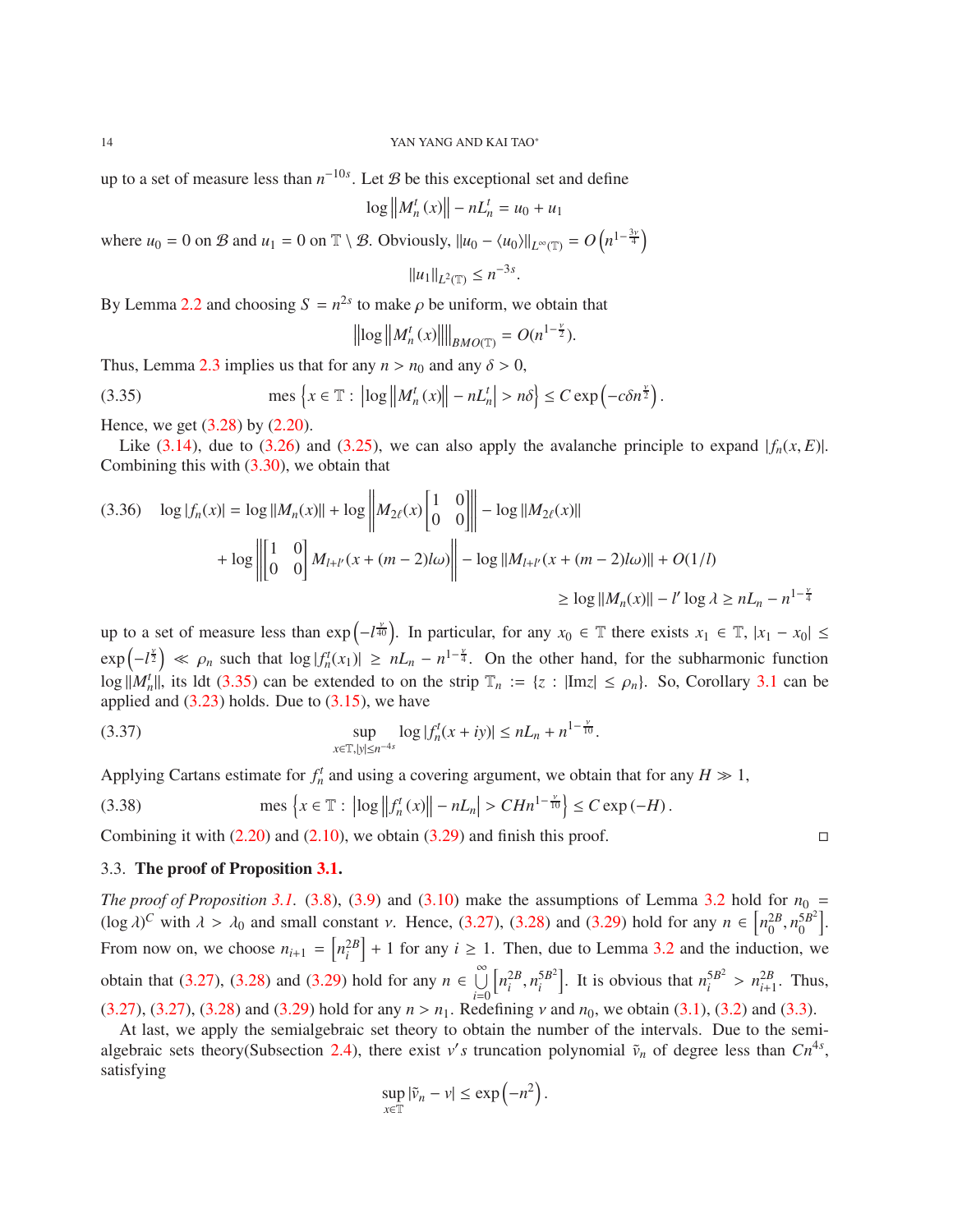up to a set of measure less than $n^{-10s}$. Let $\mathcal{B}$ be this exceptional set and define

$$\log \left\| M_n^t(x) \right\| - nL_n^t = u_0 + u_1$$

where $u_0 = 0$ on $\mathcal{B}$ and $u_1 = 0$ on $\mathbb{T} \setminus \mathcal{B}$. Obviously, $\|u_0 - \langle u_0 \rangle\|_{L^\infty(\mathbb{T})} = O\left(n^{1-\frac{3\nu}{4}}\right)$

$$\|u_1\|_{L^2(\mathbb{T})} \le n^{-3s}.$$

By Lemma 2.2 and choosing $S = n^{2s}$ to make $\rho$ be uniform, we obtain that

$$\left\| \log \left\| M_n^t(x) \right\| \right\|_{BMO(\mathbb{T})} = O(n^{1-\frac{\nu}{2}}).$$

Thus, Lemma 2.3 implies us that for any $n > n_0$ and any $\delta > 0$,

$$\operatorname{mes}\left\{ x \in \mathbb{T} : \left| \log \left\| M_n^t(x) \right\| - nL_n^t \right| > n\delta \right\} \le C \exp\left(-c\delta n^{\frac{\nu}{2}}\right). \tag{3.35}$$

Hence, we get (3.28) by (2.20).

Like (3.14), due to (3.26) and (3.25), we can also apply the avalanche principle to expand $|f_n(x, E)|$. Combining this with (3.30), we obtain that

$$\begin{aligned}
\log |f_n(x)| = \log \|M_n(x)\| &+ \log \left\| M_{2\ell}(x) \begin{bmatrix} 1 & 0 \\ 0 & 0 \end{bmatrix} \right\| - \log \|M_{2\ell}(x)\| \\
&+ \log \left\| \begin{bmatrix} 1 & 0 \\ 0 & 0 \end{bmatrix} M_{l+l'}(x + (m-2)l\omega) \right\| - \log \|M_{l+l'}(x + (m-2)l\omega)\| + O(1/l) \\
&\ge \log \|M_n(x)\| - l' \log \lambda \ge nL_n - n^{1-\frac{\nu}{4}}
\end{aligned} \tag{3.36}$$

up to a set of measure less than $\exp\left(-l^{\frac{\nu}{40}}\right)$. In particular, for any $x_0 \in \mathbb{T}$ there exists $x_1 \in \mathbb{T}$, $|x_1 - x_0| \le \exp\left(-l^{\frac{\nu}{2}}\right) \ll \rho_n$ such that $\log |f_n^t(x_1)| \ge nL_n - n^{1-\frac{\nu}{4}}$. On the other hand, for the subharmonic function $\log \|M_n^t\|$, its ldt (3.35) can be extended to on the strip $\mathbb{T}_n := \{z : |\mathrm{Im} z| \le \rho_n\}$. So, Corollary 3.1 can be applied and (3.23) holds. Due to (3.15), we have

$$\sup_{x \in \mathbb{T}, |y| \le n^{-4s}} \log |f_n^t(x + iy)| \le nL_n + n^{1-\frac{\nu}{10}}. \tag{3.37}$$

Applying Cartans estimate for $f_n^t$ and using a covering argument, we obtain that for any $H \gg 1$,

$$\operatorname{mes}\left\{ x \in \mathbb{T} : \left| \log \left\| f_n^t(x) \right\| - nL_n \right| > CHn^{1-\frac{\nu}{10}} \right\} \le C \exp(-H). \tag{3.38}$$

Combining it with (2.20) and (2.10), we obtain (3.29) and finish this proof. $\square$

### 3.3. The proof of Proposition 3.1.

*The proof of Proposition 3.1.* (3.8), (3.9) and (3.10) make the assumptions of Lemma 3.2 hold for $n_0 = (\log \lambda)^C$ with $\lambda > \lambda_0$ and small constant $\nu$. Hence, (3.27), (3.28) and (3.29) hold for any $n \in \left[n_0^{2B}, n_0^{5B^2}\right]$. From now on, we choose $n_{i+1} = \left[n_i^{2B}\right] + 1$ for any $i \ge 1$. Then, due to Lemma 3.2 and the induction, we obtain that (3.27), (3.28) and (3.29) hold for any $n \in \bigcup\limits_{i=0}^{\infty} \left[n_i^{2B}, n_i^{5B^2}\right]$. It is obvious that $n_i^{5B^2} > n_{i+1}^{2B}$. Thus, (3.27), (3.27), (3.28) and (3.29) hold for any $n > n_1$. Redefining $\nu$ and $n_0$, we obtain (3.1), (3.2) and (3.3).

At last, we apply the semialgebraic set theory to obtain the number of the intervals. Due to the semi-algebraic sets theory(Subsection 2.4), there exist $v's$ truncation polynomial $\tilde{v}_n$ of degree less than $Cn^{4s}$, satisfying

$$\sup_{x \in \mathbb{T}} |\tilde{v}_n - v| \le \exp\left(-n^2\right).$$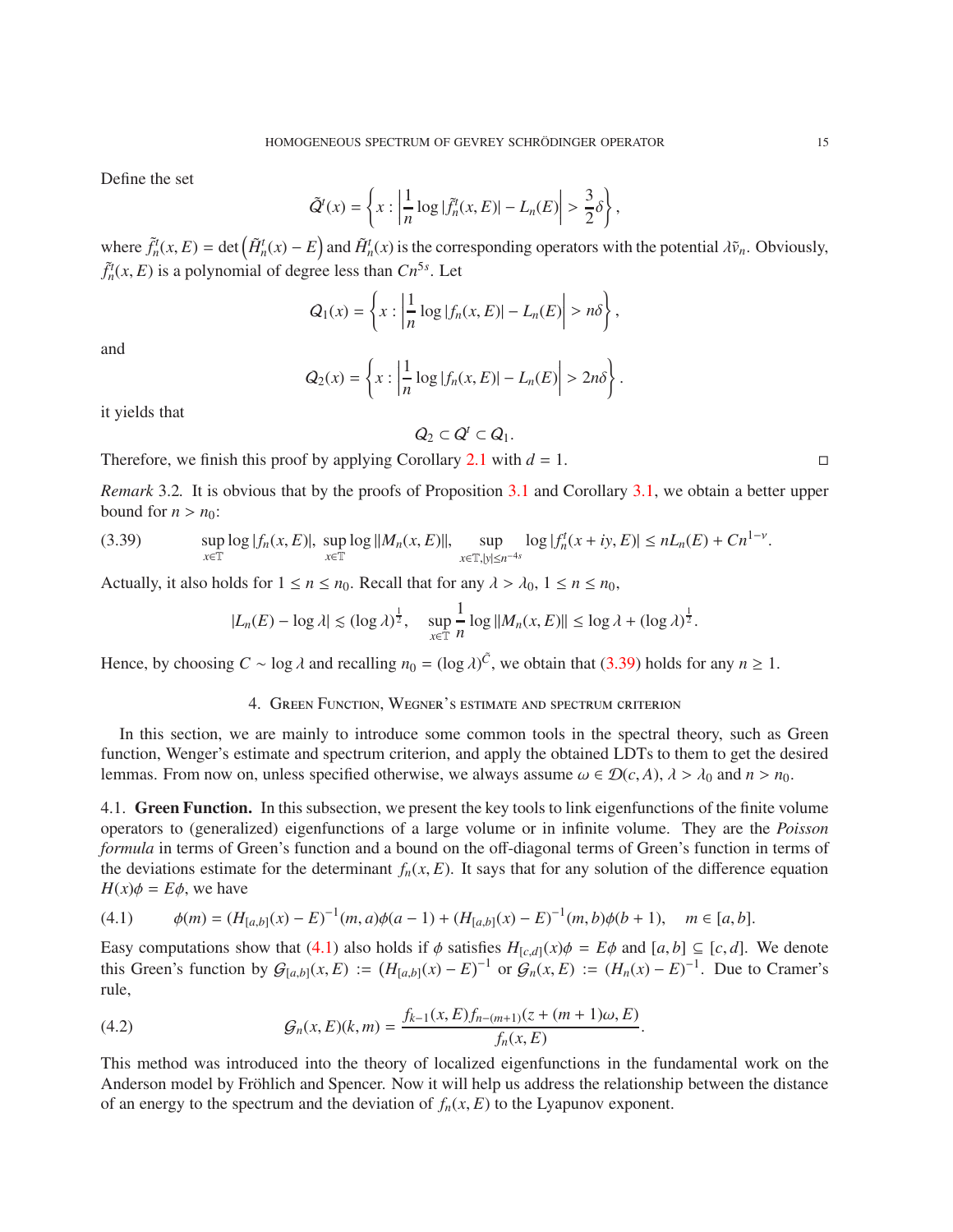Define the set

$$\tilde{Q}^t(x) = \left\{ x : \left| \frac{1}{n} \log |\tilde{f}_n^t(x, E)| - L_n(E) \right| > \frac{3}{2}\delta \right\},$$

where $\tilde{f}_n^t(x, E) = \det\left(\tilde{H}_n^t(x) - E\right)$ and $\tilde{H}_n^t(x)$ is the corresponding operators with the potential $\lambda \tilde{v}_n$. Obviously, $\tilde{f}_n^t(x, E)$ is a polynomial of degree less than $Cn^{5s}$. Let

$$Q_1(x) = \left\{ x : \left| \frac{1}{n} \log |f_n(x, E)| - L_n(E) \right| > n\delta \right\},$$

and

$$Q_2(x) = \left\{ x : \left| \frac{1}{n} \log |f_n(x, E)| - L_n(E) \right| > 2n\delta \right\}.$$

it yields that

$$Q_2 \subset Q^t \subset Q_1.$$

Therefore, we finish this proof by applying Corollary 2.1 with $d = 1$. $\square$

*Remark* 3.2. It is obvious that by the proofs of Proposition 3.1 and Corollary 3.1, we obtain a better upper bound for $n > n_0$:

$$\sup_{x\in\mathbb{T}} \log |f_n(x, E)|, \ \sup_{x\in\mathbb{T}} \log \|M_n(x, E)\|, \quad \sup_{x\in\mathbb{T}, |y|\le n^{-4s}} \log |f_n^t(x + iy, E)| \le nL_n(E) + Cn^{1-\nu}. \tag{3.39}$$

Actually, it also holds for $1 \le n \le n_0$. Recall that for any $\lambda > \lambda_0$, $1 \le n \le n_0$,

$$|L_n(E) - \log \lambda| \lesssim (\log \lambda)^{\frac{1}{2}}, \quad \sup_{x\in\mathbb{T}} \frac{1}{n} \log \|M_n(x, E)\| \le \log \lambda + (\log \lambda)^{\frac{1}{2}}.$$

Hence, by choosing $C \sim \log \lambda$ and recalling $n_0 = (\log \lambda)^{\tilde{C}}$, we obtain that (3.39) holds for any $n \ge 1$.

## 4. Green Function, Wegner's estimate and spectrum criterion

In this section, we are mainly to introduce some common tools in the spectral theory, such as Green function, Wenger's estimate and spectrum criterion, and apply the obtained LDTs to them to get the desired lemmas. From now on, unless specified otherwise, we always assume $\omega \in \mathcal{D}(c, A)$, $\lambda > \lambda_0$ and $n > n_0$.

### 4.1. Green Function.

In this subsection, we present the key tools to link eigenfunctions of the finite volume operators to (generalized) eigenfunctions of a large volume or in infinite volume. They are the *Poisson formula* in terms of Green's function and a bound on the off-diagonal terms of Green's function in terms of the deviations estimate for the determinant $f_n(x, E)$. It says that for any solution of the difference equation $H(x)\phi = E\phi$, we have

$$\phi(m) = (H_{[a,b]}(x) - E)^{-1}(m, a)\phi(a - 1) + (H_{[a,b]}(x) - E)^{-1}(m, b)\phi(b + 1), \quad m \in [a, b]. \tag{4.1}$$

Easy computations show that (4.1) also holds if $\phi$ satisfies $H_{[c,d]}(x)\phi = E\phi$ and $[a, b] \subseteq [c, d]$. We denote this Green's function by $\mathcal{G}_{[a,b]}(x, E) := (H_{[a,b]}(x) - E)^{-1}$ or $\mathcal{G}_n(x, E) := (H_n(x) - E)^{-1}$. Due to Cramer's rule,

$$\mathcal{G}_n(x, E)(k, m) = \frac{f_{k-1}(x, E) f_{n-(m+1)}(z + (m + 1)\omega, E)}{f_n(x, E)}. \tag{4.2}$$

This method was introduced into the theory of localized eigenfunctions in the fundamental work on the Anderson model by Fröhlich and Spencer. Now it will help us address the relationship between the distance of an energy to the spectrum and the deviation of $f_n(x, E)$ to the Lyapunov exponent.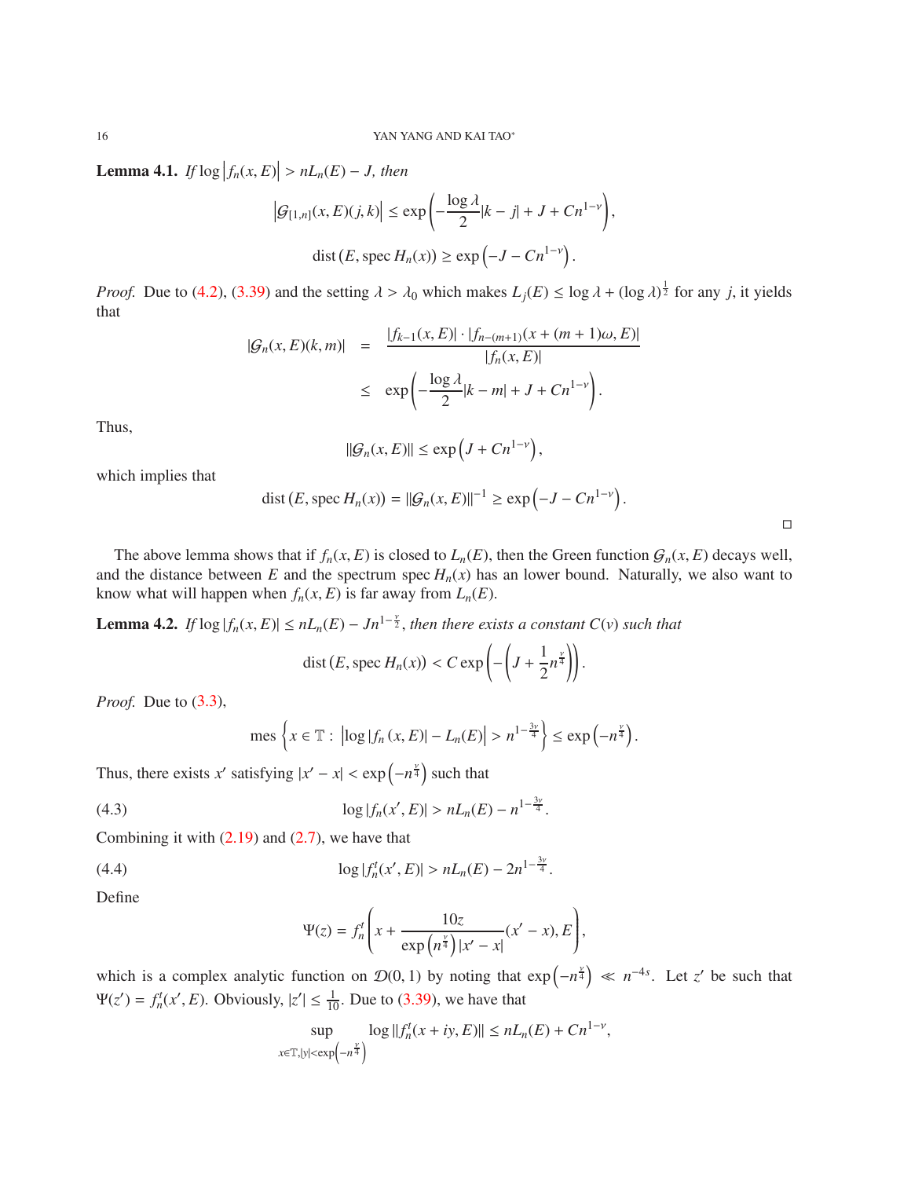**Lemma 4.1.** *If* $\log\left|f_n(x,E)\right| > nL_n(E) - J$*, then*

$$\left|\mathcal{G}_{[1,n]}(x,E)(j,k)\right| \le \exp\left(-\frac{\log\lambda}{2}|k-j| + J + Cn^{1-\nu}\right),$$

$$\operatorname{dist}\left(E, \operatorname{spec} H_n(x)\right) \ge \exp\left(-J - Cn^{1-\nu}\right).$$

*Proof.* Due to (4.2), (3.39) and the setting $\lambda > \lambda_0$ which makes $L_j(E) \le \log\lambda + (\log\lambda)^{\frac{1}{2}}$ for any $j$, it yields that

$$\begin{aligned}
|\mathcal{G}_n(x,E)(k,m)| &= \frac{|f_{k-1}(x,E)|\cdot|f_{n-(m+1)}(x+(m+1)\omega,E)|}{|f_n(x,E)|} \\
&\le \exp\left(-\frac{\log\lambda}{2}|k-m| + J + Cn^{1-\nu}\right).
\end{aligned}$$

Thus,

$$\|\mathcal{G}_n(x,E)\| \le \exp\left(J + Cn^{1-\nu}\right),$$

which implies that

$$\operatorname{dist}\left(E, \operatorname{spec} H_n(x)\right) = \|\mathcal{G}_n(x,E)\|^{-1} \ge \exp\left(-J - Cn^{1-\nu}\right).$$

□

The above lemma shows that if $f_n(x,E)$ is closed to $L_n(E)$, then the Green function $\mathcal{G}_n(x,E)$ decays well, and the distance between $E$ and the spectrum spec $H_n(x)$ has an lower bound. Naturally, we also want to know what will happen when $f_n(x,E)$ is far away from $L_n(E)$.

**Lemma 4.2.** *If* $\log|f_n(x,E)| \le nL_n(E) - Jn^{1-\frac{\nu}{2}}$*, then there exists a constant* $C(\nu)$ *such that*

$$\operatorname{dist}\left(E, \operatorname{spec} H_n(x)\right) < C\exp\left(-\left(J + \frac{1}{2}n^{\frac{\nu}{4}}\right)\right).$$

*Proof.* Due to (3.3),

$$\operatorname{mes}\left\{x \in \mathbb{T}: \left|\log|f_n(x,E)| - L_n(E)\right| > n^{1-\frac{3\nu}{4}}\right\} \le \exp\left(-n^{\frac{\nu}{4}}\right).$$

Thus, there exists $x'$ satisfying $|x'-x| < \exp\left(-n^{\frac{\nu}{4}}\right)$ such that

$$\log|f_n(x',E)| > nL_n(E) - n^{1-\frac{3\nu}{4}}. \tag{4.3}$$

Combining it with (2.19) and (2.7), we have that

$$\log|f_n^t(x',E)| > nL_n(E) - 2n^{1-\frac{3\nu}{4}}. \tag{4.4}$$

Define

$$\Psi(z) = f_n^t\left(x + \frac{10z}{\exp\left(n^{\frac{\nu}{4}}\right)|x'-x|}(x'-x), E\right),$$

which is a complex analytic function on $\mathcal{D}(0,1)$ by noting that $\exp\left(-n^{\frac{\nu}{4}}\right) \ll n^{-4s}$. Let $z'$ be such that $\Psi(z') = f_n^t(x',E)$. Obviously, $|z'| \le \frac{1}{10}$. Due to (3.39), we have that

$$\sup_{x\in\mathbb{T}, |y|<\exp\left(-n^{\frac{\nu}{4}}\right)} \log\|f_n^t(x+iy,E)\| \le nL_n(E) + Cn^{1-\nu},$$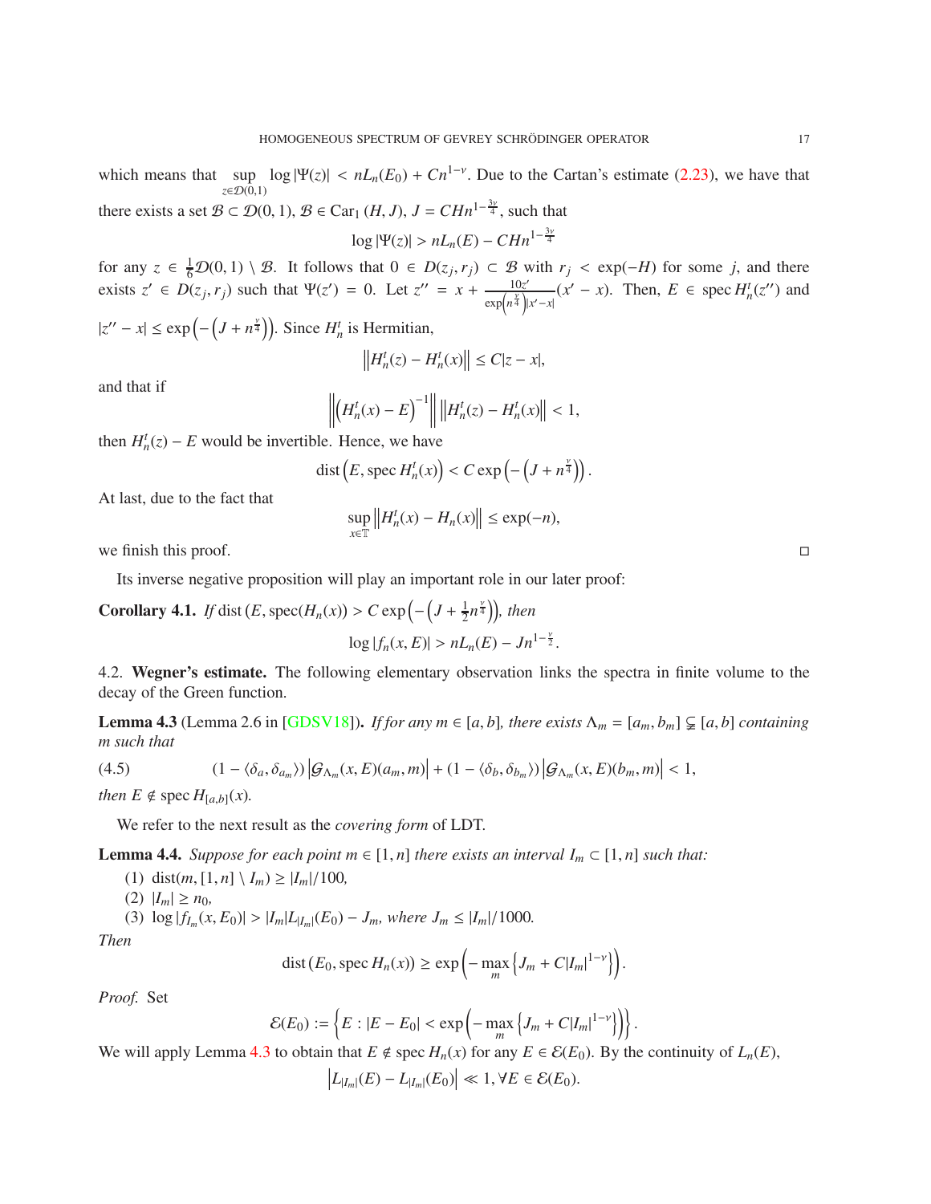which means that $\sup_{z\in\mathcal{D}(0,1)} \log|\Psi(z)| < nL_n(E_0) + Cn^{1-\nu}$. Due to the Cartan's estimate (2.23), we have that there exists a set $\mathcal{B} \subset \mathcal{D}(0,1)$, $\mathcal{B} \in \mathrm{Car}_1(H, J)$, $J = CHn^{1-\frac{3\nu}{4}}$, such that

$$\log|\Psi(z)| > nL_n(E) - CHn^{1-\frac{3\nu}{4}}$$

for any $z \in \frac{1}{6}\mathcal{D}(0,1) \setminus \mathcal{B}$. It follows that $0 \in D(z_j, r_j) \subset \mathcal{B}$ with $r_j < \exp(-H)$ for some $j$, and there exists $z' \in D(z_j, r_j)$ such that $\Psi(z') = 0$. Let $z'' = x + \frac{10z'}{\exp\left(n^{\frac{\nu}{4}}\right)|x'-x|}(x'-x)$. Then, $E \in \mathrm{spec}\, H_n^t(z'')$ and $|z''-x| \le \exp\left(-\left(J + n^{\frac{\nu}{4}}\right)\right)$. Since $H_n^t$ is Hermitian,

$$\left\|H_n^t(z) - H_n^t(x)\right\| \le C|z-x|,$$

and that if

$$\left\|\left(H_n^t(x) - E\right)^{-1}\right\| \left\|H_n^t(z) - H_n^t(x)\right\| < 1,$$

then $H_n^t(z) - E$ would be invertible. Hence, we have

$$\mathrm{dist}\left(E, \mathrm{spec}\, H_n^t(x)\right) < C\exp\left(-\left(J + n^{\frac{\nu}{4}}\right)\right).$$

At last, due to the fact that

$$\sup_{x\in\mathbb{T}} \left\|H_n^t(x) - H_n(x)\right\| \le \exp(-n),$$

we finish this proof. $\square$

Its inverse negative proposition will play an important role in our later proof:

**Corollary 4.1.** *If* $\mathrm{dist}\left(E, \mathrm{spec}(H_n(x)\right) > C\exp\left(-\left(J + \frac{1}{2}n^{\frac{\nu}{4}}\right)\right)$, *then*

$$\log|f_n(x,E)| > nL_n(E) - Jn^{1-\frac{\nu}{2}}.$$

4.2. **Wegner's estimate.** The following elementary observation links the spectra in finite volume to the decay of the Green function.

**Lemma 4.3** (Lemma 2.6 in [GDSV18]). *If for any* $m \in [a,b]$*, there exists* $\Lambda_m = [a_m, b_m] \subsetneq [a,b]$ *containing* $m$ *such that*

$$(1 - \langle\delta_a, \delta_{a_m}\rangle)\left|\mathcal{G}_{\Lambda_m}(x,E)(a_m,m)\right| + (1 - \langle\delta_b, \delta_{b_m}\rangle)\left|\mathcal{G}_{\Lambda_m}(x,E)(b_m,m)\right| < 1, \tag{4.5}$$

*then* $E \notin \mathrm{spec}\, H_{[a,b]}(x)$.

We refer to the next result as the *covering form* of LDT.

**Lemma 4.4.** *Suppose for each point* $m \in [1,n]$ *there exists an interval* $I_m \subset [1,n]$ *such that:*

1. $\mathrm{dist}(m, [1,n] \setminus I_m) \ge |I_m|/100$,
2. $|I_m| \ge n_0$,
3. $\log|f_{I_m}(x,E_0)| > |I_m|L_{|I_m|}(E_0) - J_m$, *where* $J_m \le |I_m|/1000$.

*Then*

$$\mathrm{dist}\left(E_0, \mathrm{spec}\, H_n(x)\right) \ge \exp\left(-\max_m\left\{J_m + C|I_m|^{1-\nu}\right\}\right).$$

*Proof.* Set

$$\mathcal{E}(E_0) := \left\{E : |E - E_0| < \exp\left(-\max_m\left\{J_m + C|I_m|^{1-\nu}\right\}\right)\right\}.$$

We will apply Lemma 4.3 to obtain that $E \notin \mathrm{spec}\, H_n(x)$ for any $E \in \mathcal{E}(E_0)$. By the continuity of $L_n(E)$,

$$\left|L_{|I_m|}(E) - L_{|I_m|}(E_0)\right| \ll 1, \forall E \in \mathcal{E}(E_0).$$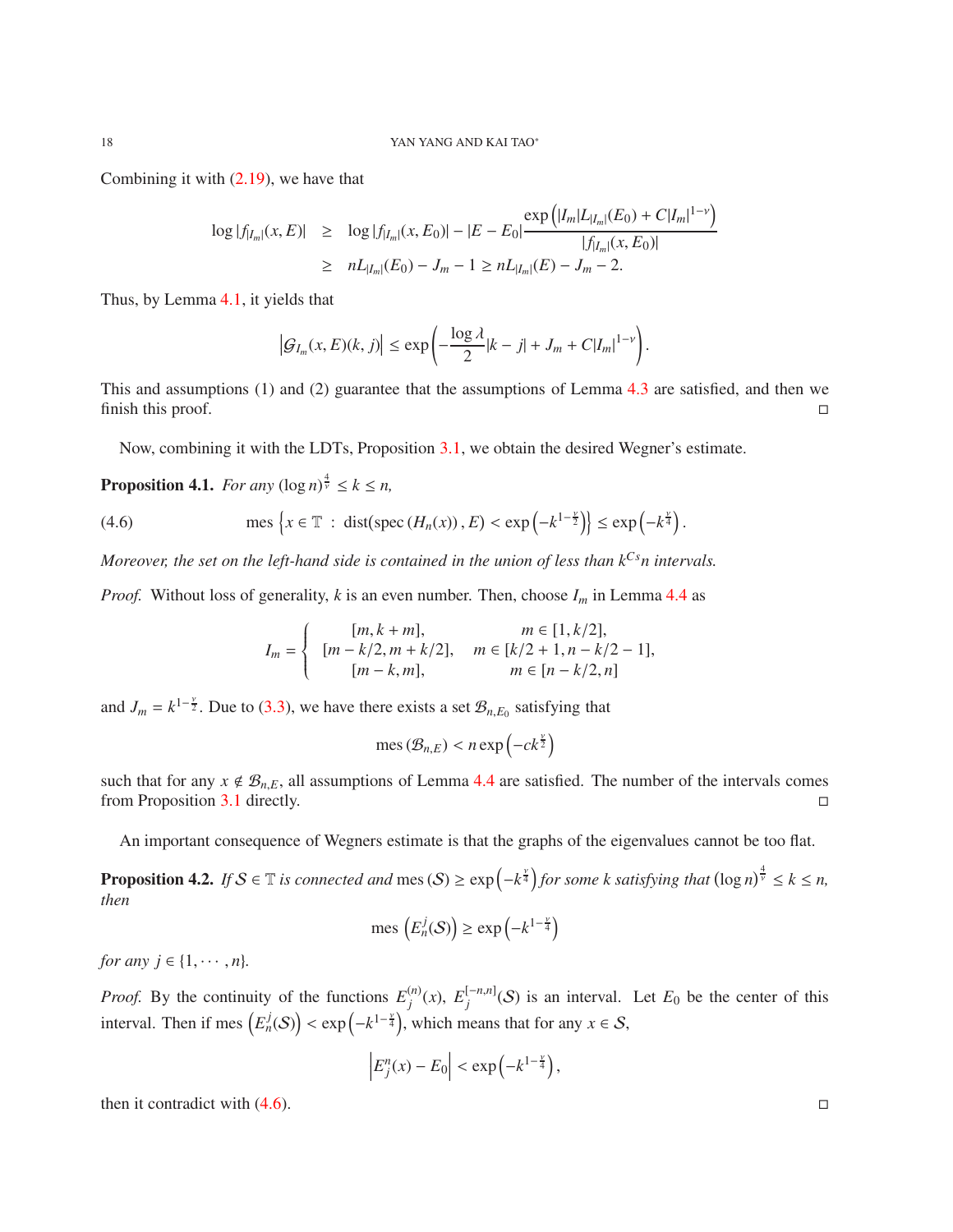Combining it with (2.19), we have that

$$
\begin{aligned}
\log |f_{|I_m|}(x,E)| &\geq \log |f_{|I_m|}(x,E_0)| - |E-E_0| \frac{\exp\left(|I_m| L_{|I_m|}(E_0) + C|I_m|^{1-\nu}\right)}{|f_{|I_m|}(x,E_0)|} \\
&\geq nL_{|I_m|}(E_0) - J_m - 1 \geq nL_{|I_m|}(E) - J_m - 2.
\end{aligned}
$$

Thus, by Lemma 4.1, it yields that

$$
\left|\mathcal{G}_{I_m}(x,E)(k,j)\right| \leq \exp\left(-\frac{\log \lambda}{2}|k-j| + J_m + C|I_m|^{1-\nu}\right).
$$

This and assumptions (1) and (2) guarantee that the assumptions of Lemma 4.3 are satisfied, and then we finish this proof. ◻

Now, combining it with the LDTs, Proposition 3.1, we obtain the desired Wegner's estimate.

**Proposition 4.1.** *For any* $(\log n)^{\frac{4}{\nu}} \leq k \leq n$*,*

$$
\operatorname{mes}\left\{x \in \mathbb{T} \ : \ \operatorname{dist}(\operatorname{spec}(H_n(x)), E) < \exp\left(-k^{1-\frac{\nu}{2}}\right)\right\} \leq \exp\left(-k^{\frac{\nu}{4}}\right). \tag{4.6}
$$

*Moreover, the set on the left-hand side is contained in the union of less than* $k^{Cs}n$ *intervals.*

*Proof.* Without loss of generality, $k$ is an even number. Then, choose $I_m$ in Lemma 4.4 as

$$
I_m = \begin{cases} [m, k+m], & m \in [1, k/2], \\ [m-k/2, m+k/2], & m \in [k/2+1, n-k/2-1], \\ [m-k, m], & m \in [n-k/2, n] \end{cases}
$$

and $J_m = k^{1-\frac{\nu}{2}}$. Due to (3.3), we have there exists a set $\mathcal{B}_{n,E_0}$ satisfying that

$$
\operatorname{mes}(\mathcal{B}_{n,E}) < n \exp\left(-ck^{\frac{\nu}{2}}\right)
$$

such that for any $x \notin \mathcal{B}_{n,E}$, all assumptions of Lemma 4.4 are satisfied. The number of the intervals comes from Proposition 3.1 directly. ◻

An important consequence of Wegners estimate is that the graphs of the eigenvalues cannot be too flat.

**Proposition 4.2.** *If* $\mathcal{S} \in \mathbb{T}$ *is connected and* $\operatorname{mes}(\mathcal{S}) \geq \exp\left(-k^{\frac{\nu}{4}}\right)$ *for some* $k$ *satisfying that* $(\log n)^{\frac{4}{\nu}} \leq k \leq n$*, then*

$$
\operatorname{mes}\left(E_n^j(\mathcal{S})\right) \geq \exp\left(-k^{1-\frac{\nu}{4}}\right)
$$

*for any* $j \in \{1, \cdots, n\}$*.*

*Proof.* By the continuity of the functions $E_j^{(n)}(x)$, $E_j^{[-n,n]}(\mathcal{S})$ is an interval. Let $E_0$ be the center of this interval. Then if $\operatorname{mes}\left(E_n^j(\mathcal{S})\right) < \exp\left(-k^{1-\frac{\nu}{4}}\right)$, which means that for any $x \in \mathcal{S}$,

$$
\left|E_j^n(x) - E_0\right| < \exp\left(-k^{1-\frac{\nu}{4}}\right),
$$

then it contradict with (4.6). ◻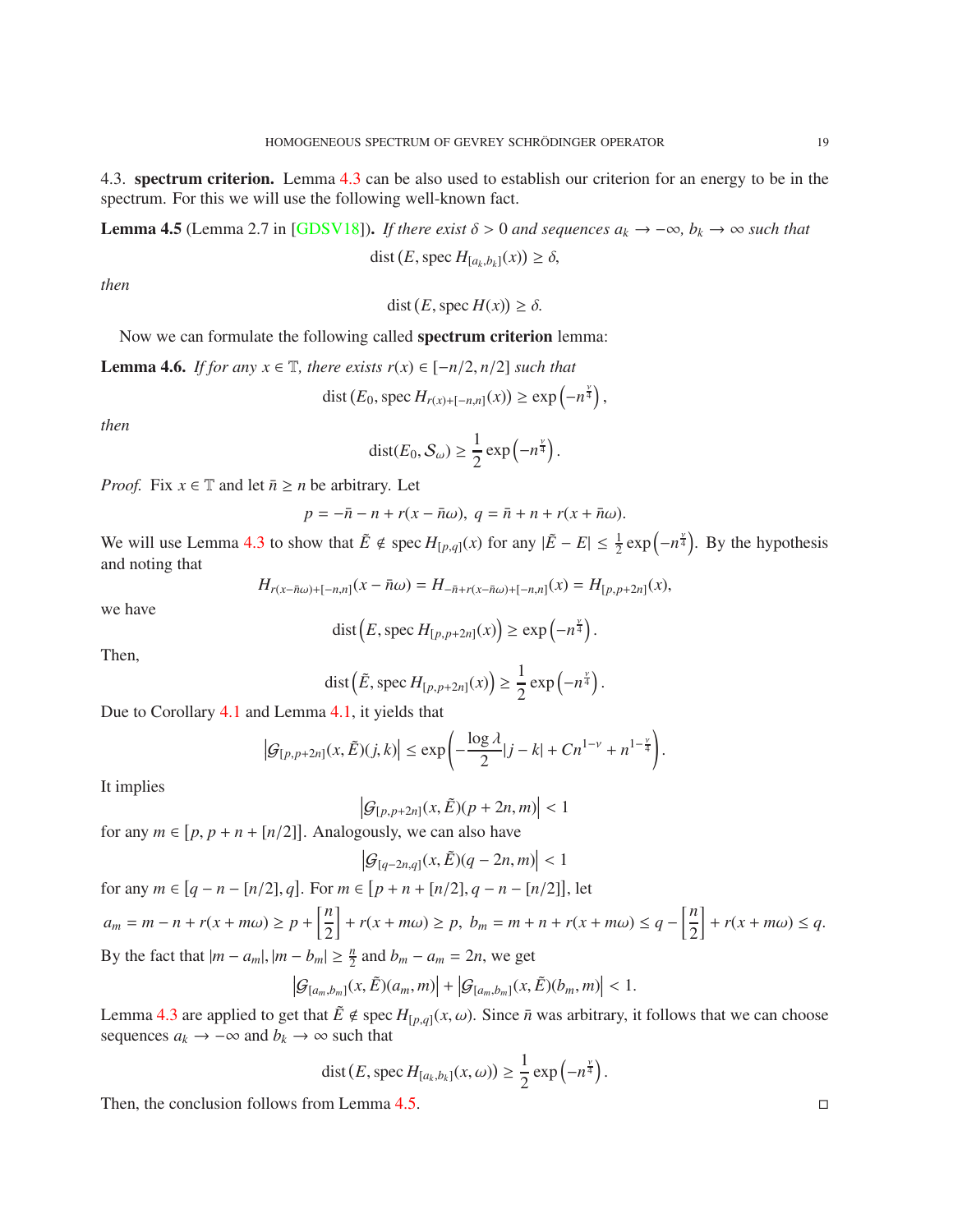### 4.3. spectrum criterion.

Lemma 4.3 can be also used to establish our criterion for an energy to be in the spectrum. For this we will use the following well-known fact.

**Lemma 4.5** (Lemma 2.7 in [GDSV18]). *If there exist $\delta > 0$ and sequences $a_k \to -\infty$, $b_k \to \infty$ such that*

$$\operatorname{dist}(E, \operatorname{spec} H_{[a_k,b_k]}(x)) \geq \delta,$$

*then*

$$\operatorname{dist}(E, \operatorname{spec} H(x)) \geq \delta.$$

Now we can formulate the following called **spectrum criterion** lemma:

**Lemma 4.6.** *If for any $x \in \mathbb{T}$, there exists $r(x) \in [-n/2, n/2]$ such that*

$$\operatorname{dist}(E_0, \operatorname{spec} H_{r(x)+[-n,n]}(x)) \geq \exp\left(-n^{\frac{\nu}{4}}\right),$$

*then*

$$\operatorname{dist}(E_0, \mathcal{S}_\omega) \geq \frac{1}{2}\exp\left(-n^{\frac{\nu}{4}}\right).$$

*Proof.* Fix $x \in \mathbb{T}$ and let $\bar{n} \geq n$ be arbitrary. Let

$$p = -\bar{n} - n + r(x - \bar{n}\omega), \; q = \bar{n} + n + r(x + \bar{n}\omega).$$

We will use Lemma 4.3 to show that $\tilde{E} \notin \operatorname{spec} H_{[p,q]}(x)$ for any $|\tilde{E} - E| \leq \frac{1}{2}\exp\left(-n^{\frac{\nu}{4}}\right)$. By the hypothesis and noting that

$$H_{r(x-\bar{n}\omega)+[-n,n]}(x - \bar{n}\omega) = H_{-\bar{n}+r(x-\bar{n}\omega)+[-n,n]}(x) = H_{[p,p+2n]}(x),$$

we have

$$\operatorname{dist}\left(E, \operatorname{spec} H_{[p,p+2n]}(x)\right) \geq \exp\left(-n^{\frac{\nu}{4}}\right).$$

Then,

$$\operatorname{dist}\left(\tilde{E}, \operatorname{spec} H_{[p,p+2n]}(x)\right) \geq \frac{1}{2}\exp\left(-n^{\frac{\nu}{4}}\right).$$

Due to Corollary 4.1 and Lemma 4.1, it yields that

$$\left|\mathcal{G}_{[p,p+2n]}(x, \tilde{E})(j,k)\right| \leq \exp\left(-\frac{\log\lambda}{2}|j-k| + Cn^{1-\nu} + n^{1-\frac{\nu}{4}}\right).$$

It implies

$$\left|\mathcal{G}_{[p,p+2n]}(x, \tilde{E})(p+2n, m)\right| < 1$$

for any $m \in [p, p+n+[n/2]]$. Analogously, we can also have

$$\left|\mathcal{G}_{[q-2n,q]}(x, \tilde{E})(q-2n, m)\right| < 1$$

for any $m \in [q-n-[n/2], q]$. For $m \in [p+n+[n/2], q-n-[n/2]]$, let

$$a_m = m - n + r(x+m\omega) \geq p + \left[\frac{n}{2}\right] + r(x+m\omega) \geq p, \; b_m = m + n + r(x+m\omega) \leq q - \left[\frac{n}{2}\right] + r(x+m\omega) \leq q.$$

By the fact that $|m - a_m|, |m - b_m| \geq \frac{n}{2}$ and $b_m - a_m = 2n$, we get

$$\left|\mathcal{G}_{[a_m,b_m]}(x, \tilde{E})(a_m, m)\right| + \left|\mathcal{G}_{[a_m,b_m]}(x, \tilde{E})(b_m, m)\right| < 1.$$

Lemma 4.3 are applied to get that $\tilde{E} \notin \operatorname{spec} H_{[p,q]}(x, \omega)$. Since $\bar{n}$ was arbitrary, it follows that we can choose sequences $a_k \to -\infty$ and $b_k \to \infty$ such that

$$\operatorname{dist}(E, \operatorname{spec} H_{[a_k,b_k]}(x, \omega)) \geq \frac{1}{2}\exp\left(-n^{\frac{\nu}{4}}\right).$$

Then, the conclusion follows from Lemma 4.5. ◻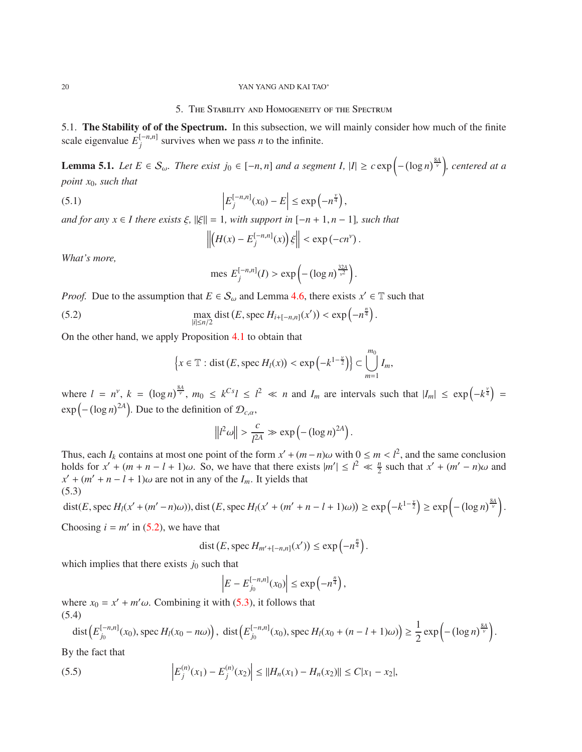## 5. The Stability and Homogeneity of the Spectrum

### 5.1. **The Stability of of the Spectrum.**

In this subsection, we will mainly consider how much of the finite scale eigenvalue $E_j^{[-n,n]}$ survives when we pass $n$ to the infinite.

**Lemma 5.1.** *Let $E \in \mathcal{S}_\omega$. There exist $j_0 \in [-n, n]$ and a segment $I$, $|I| \geq c \exp\left(-(\log n)^{\frac{8A}{\nu}}\right)$, centered at a point $x_0$, such that*

$$\left| E_j^{[-n,n]}(x_0) - E \right| \leq \exp\left(-n^{\frac{\nu}{4}}\right), \tag{5.1}$$

*and for any $x \in I$ there exists $\xi$, $\|\xi\| = 1$, with support in $[-n+1, n-1]$, such that*

$$\left\| \left(H(x) - E_j^{[-n,n]}(x)\right)\xi \right\| < \exp\left(-cn^\nu\right).$$

*What's more,*

$$\text{mes } E_j^{[-n,n]}(I) > \exp\left(-(\log n)^{\frac{32A}{\nu^2}}\right).$$

*Proof.* Due to the assumption that $E \in \mathcal{S}_\omega$ and Lemma 4.6, there exists $x' \in \mathbb{T}$ such that

$$\max_{|i| \leq n/2} \text{dist}\left(E, \text{spec } H_{i+[-n,n]}(x')\right) < \exp\left(-n^{\frac{n}{4}}\right). \tag{5.2}$$

On the other hand, we apply Proposition 4.1 to obtain that

$$\left\{x \in \mathbb{T} : \text{dist}\left(E, \text{spec } H_l(x)\right) < \exp\left(-k^{1-\frac{\nu}{2}}\right)\right\} \subset \bigcup_{m=1}^{m_0} I_m,$$

where $l = n^\nu$, $k = (\log n)^{\frac{8A}{\nu}}$, $m_0 \leq k^{Cs} l \leq l^2 \ll n$ and $I_m$ are intervals such that $|I_m| \leq \exp\left(-k^{\frac{\nu}{4}}\right) = \exp\left(-(\log n)^{2A}\right)$. Due to the definition of $\mathcal{D}_{c,\alpha}$,

$$\left\| l^2 \omega \right\| > \frac{c}{l^{2A}} \gg \exp\left(-(\log n)^{2A}\right).$$

Thus, each $I_k$ contains at most one point of the form $x' + (m-n)\omega$ with $0 \leq m < l^2$, and the same conclusion holds for $x' + (m+n-l+1)\omega$. So, we have that there exists $|m'| \leq l^2 \ll \frac{n}{2}$ such that $x' + (m'-n)\omega$ and $x' + (m'+n-l+1)\omega$ are not in any of the $I_m$. It yields that

$$\text{dist}(E, \text{spec } H_l(x' + (m'-n)\omega)), \text{dist}\left(E, \text{spec } H_l(x' + (m'+n-l+1)\omega)\right) \geq \exp\left(-k^{1-\frac{\nu}{2}}\right) \geq \exp\left(-(\log n)^{\frac{8A}{\nu}}\right). \tag{5.3}$$

Choosing $i = m'$ in (5.2), we have that

$$\text{dist}\left(E, \text{spec } H_{m'+[-n,n]}(x')\right) \leq \exp\left(-n^{\frac{n}{4}}\right).$$

which implies that there exists $j_0$ such that

$$\left| E - E_{j_0}^{[-n,n]}(x_0) \right| \leq \exp\left(-n^{\frac{n}{4}}\right),$$

where $x_0 = x' + m'\omega$. Combining it with (5.3), it follows that

$$\text{dist}\left(E_{j_0}^{[-n,n]}(x_0), \text{spec } H_l(x_0 - n\omega)\right),\ \text{dist}\left(E_{j_0}^{[-n,n]}(x_0), \text{spec } H_l(x_0 + (n-l+1)\omega)\right) \geq \frac{1}{2}\exp\left(-(\log n)^{\frac{8A}{\nu}}\right). \tag{5.4}$$

By the fact that

$$\left| E_j^{(n)}(x_1) - E_j^{(n)}(x_2) \right| \leq \|H_n(x_1) - H_n(x_2)\| \leq C|x_1 - x_2|, \tag{5.5}$$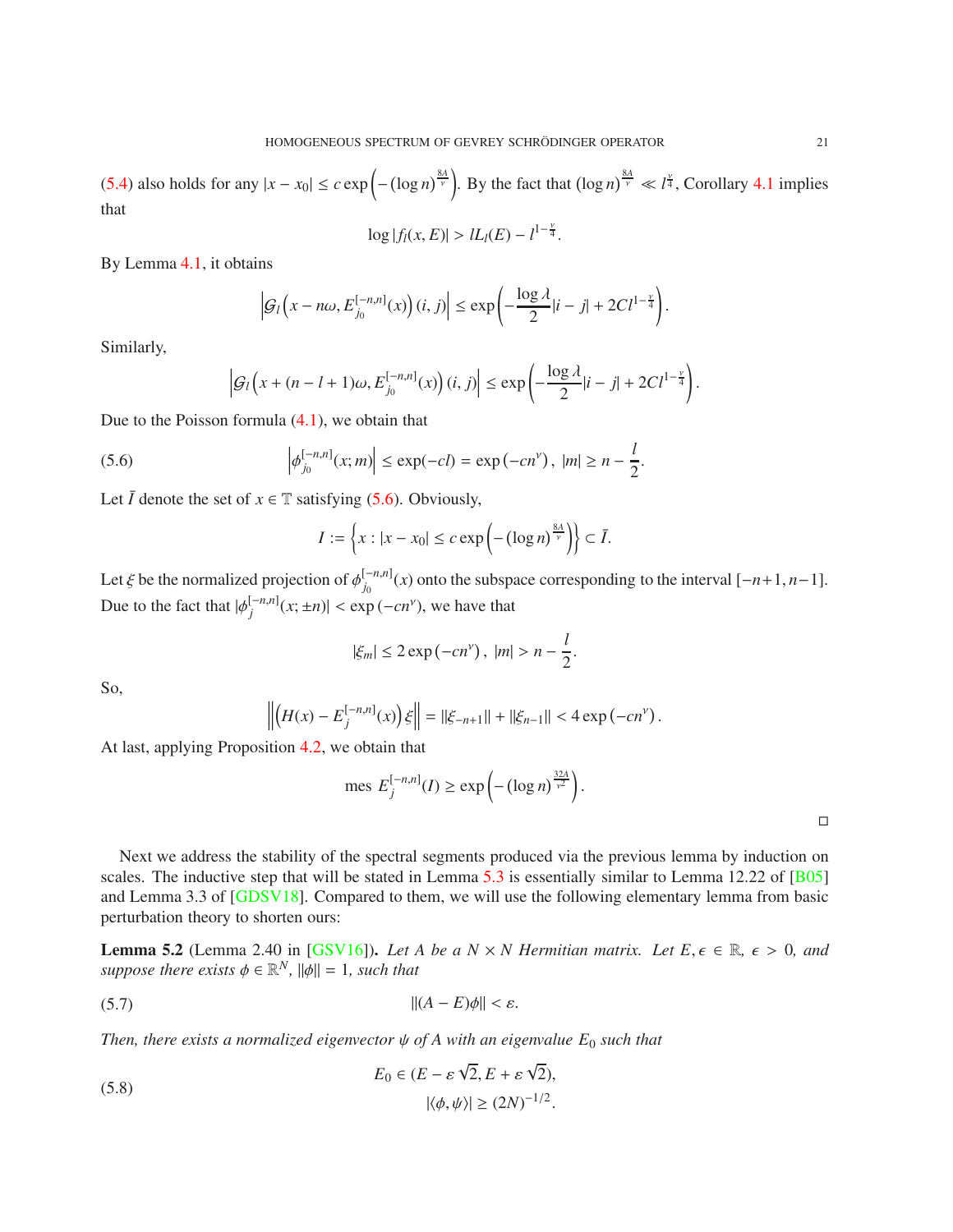(5.4) also holds for any $|x - x_0| \le c \exp\left(-(\log n)^{\frac{8A}{\nu}}\right)$. By the fact that $(\log n)^{\frac{8A}{\nu}} \ll l^{\frac{\nu}{4}}$, Corollary 4.1 implies that

$$\log |f_l(x, E)| > lL_l(E) - l^{1-\frac{\nu}{4}}.$$

By Lemma 4.1, it obtains

$$\left|\mathcal{G}_l\left(x - n\omega, E_{j_0}^{[-n,n]}(x)\right)(i, j)\right| \le \exp\left(-\frac{\log \lambda}{2}|i - j| + 2Cl^{1-\frac{\nu}{4}}\right).$$

Similarly,

$$\left|\mathcal{G}_l\left(x + (n - l + 1)\omega, E_{j_0}^{[-n,n]}(x)\right)(i, j)\right| \le \exp\left(-\frac{\log \lambda}{2}|i - j| + 2Cl^{1-\frac{\nu}{4}}\right).$$

Due to the Poisson formula (4.1), we obtain that

$$\left|\phi_{j_0}^{[-n,n]}(x; m)\right| \le \exp(-cl) = \exp\left(-cn^\nu\right), \ |m| \ge n - \frac{l}{2}. \tag{5.6}$$

Let $\bar{I}$ denote the set of $x \in \mathbb{T}$ satisfying (5.6). Obviously,

$$I := \left\{x : |x - x_0| \le c \exp\left(-(\log n)^{\frac{8A}{\nu}}\right)\right\} \subset \bar{I}.$$

Let $\xi$ be the normalized projection of $\phi_{j_0}^{[-n,n]}(x)$ onto the subspace corresponding to the interval $[-n+1, n-1]$. Due to the fact that $|\phi_j^{[-n,n]}(x; \pm n)| < \exp\left(-cn^\nu\right)$, we have that

$$|\xi_m| \le 2\exp\left(-cn^\nu\right), \ |m| > n - \frac{l}{2}.$$

So,

$$\left\|\left(H(x) - E_j^{[-n,n]}(x)\right)\xi\right\| = \|\xi_{-n+1}\| + \|\xi_{n-1}\| < 4\exp\left(-cn^\nu\right).$$

At last, applying Proposition 4.2, we obtain that

$$\text{mes } E_j^{[-n,n]}(I) \ge \exp\left(-(\log n)^{\frac{32A}{\nu^2}}\right).$$

□

Next we address the stability of the spectral segments produced via the previous lemma by induction on scales. The inductive step that will be stated in Lemma 5.3 is essentially similar to Lemma 12.22 of [B05] and Lemma 3.3 of [GDSV18]. Compared to them, we will use the following elementary lemma from basic perturbation theory to shorten ours:

**Lemma 5.2** (Lemma 2.40 in [GSV16]). *Let $A$ be a $N \times N$ Hermitian matrix. Let $E, \epsilon \in \mathbb{R}$, $\epsilon > 0$, and suppose there exists $\phi \in \mathbb{R}^N$, $\|\phi\| = 1$, such that*

$$\|(A - E)\phi\| < \varepsilon. \tag{5.7}$$

*Then, there exists a normalized eigenvector $\psi$ of $A$ with an eigenvalue $E_0$ such that*

$$\begin{aligned} E_0 &\in (E - \varepsilon\sqrt{2}, E + \varepsilon\sqrt{2}), \\ |\langle \phi, \psi \rangle| &\ge (2N)^{-1/2}. \end{aligned} \tag{5.8}$$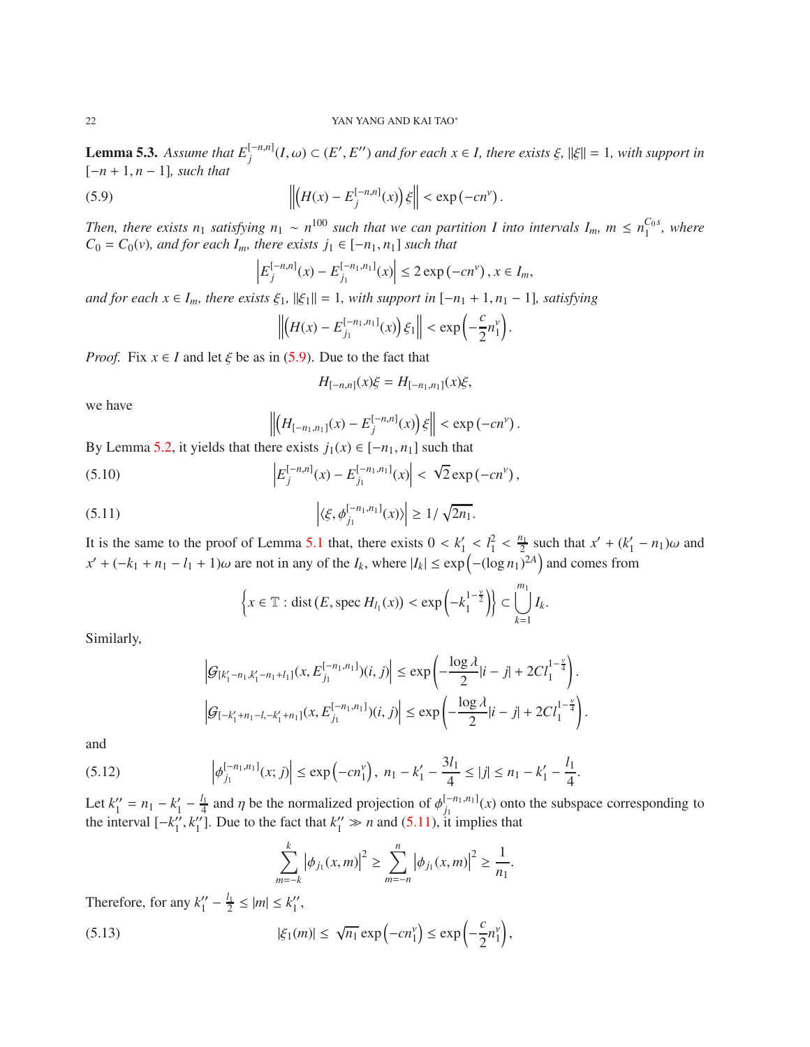**Lemma 5.3.** *Assume that $E_j^{[-n,n]}(I,\omega) \subset (E', E'')$ and for each $x \in I$, there exists $\xi$, $\|\xi\| = 1$, with support in $[-n+1, n-1]$, such that*

$$\left\| \left( H(x) - E_j^{[-n,n]}(x) \right) \xi \right\| < \exp\left(-cn^{\nu}\right). \tag{5.9}$$

*Then, there exists $n_1$ satisfying $n_1 \sim n^{100}$ such that we can partition $I$ into intervals $I_m$, $m \leq n_1^{C_0 s}$, where $C_0 = C_0(\nu)$, and for each $I_m$, there exists $j_1 \in [-n_1, n_1]$ such that*

$$\left| E_j^{[-n,n]}(x) - E_{j_1}^{[-n_1,n_1]}(x) \right| \leq 2\exp\left(-cn^{\nu}\right), x \in I_m,$$

*and for each $x \in I_m$, there exists $\xi_1$, $\|\xi_1\| = 1$, with support in $[-n_1+1, n_1-1]$, satisfying*

$$\left\| \left( H(x) - E_{j_1}^{[-n_1,n_1]}(x) \right) \xi_1 \right\| < \exp\left(-\frac{c}{2} n_1^{\nu}\right).$$

*Proof.* Fix $x \in I$ and let $\xi$ be as in (5.9). Due to the fact that

$$H_{[-n,n]}(x)\xi = H_{[-n_1,n_1]}(x)\xi,$$

we have

$$\left\| \left( H_{[-n_1,n_1]}(x) - E_j^{[-n,n]}(x) \right) \xi \right\| < \exp\left(-cn^{\nu}\right).$$

By Lemma 5.2, it yields that there exists $j_1(x) \in [-n_1, n_1]$ such that

$$\left| E_j^{[-n,n]}(x) - E_{j_1}^{[-n_1,n_1]}(x) \right| < \sqrt{2}\exp\left(-cn^{\nu}\right), \tag{5.10}$$

$$\left| \langle \xi, \phi_{j_1}^{[-n_1,n_1]}(x) \rangle \right| \geq 1/\sqrt{2n_1}. \tag{5.11}$$

It is the same to the proof of Lemma 5.1 that, there exists $0 < k_1' < l_1^2 < \frac{n_1}{2}$ such that $x' + (k_1' - n_1)\omega$ and $x' + (-k_1 + n_1 - l_1 + 1)\omega$ are not in any of the $I_k$, where $|I_k| \leq \exp\left(-(\log n_1)^{2A}\right)$ and comes from

$$\left\{ x \in \mathbb{T} : \operatorname{dist}\left(E, \operatorname{spec} H_{l_1}(x)\right) < \exp\left(-k_1^{1-\frac{\nu}{2}}\right) \right\} \subset \bigcup_{k=1}^{m_1} I_k.$$

Similarly,

$$\left| \mathcal{G}_{[k_1'-n_1, k_1'-n_1+l_1]}(x, E_{j_1}^{[-n_1,n_1]})(i,j) \right| \leq \exp\left(-\frac{\log\lambda}{2}|i-j| + 2Cl_1^{1-\frac{\nu}{4}}\right).$$

$$\left| \mathcal{G}_{[-k_1'+n_1-l, -k_1'+n_1]}(x, E_{j_1}^{[-n_1,n_1]})(i,j) \right| \leq \exp\left(-\frac{\log\lambda}{2}|i-j| + 2Cl_1^{1-\frac{\nu}{4}}\right).$$

and

$$\left| \phi_{j_1}^{[-n_1,n_1]}(x;j) \right| \leq \exp\left(-cn_1^{\nu}\right),\ n_1 - k_1' - \frac{3l_1}{4} \leq |j| \leq n_1 - k_1' - \frac{l_1}{4}. \tag{5.12}$$

Let $k_1'' = n_1 - k_1' - \frac{l_1}{4}$ and $\eta$ be the normalized projection of $\phi_{j_1}^{[-n_1,n_1]}(x)$ onto the subspace corresponding to the interval $[-k_1'', k_1'']$. Due to the fact that $k_1'' \gg n$ and (5.11), it implies that

$$\sum_{m=-k}^{k} \left|\phi_{j_1}(x,m)\right|^2 \geq \sum_{m=-n}^{n} \left|\phi_{j_1}(x,m)\right|^2 \geq \frac{1}{n_1}.$$

Therefore, for any $k_1'' - \frac{l_1}{2} \leq |m| \leq k_1''$,

$$|\xi_1(m)| \leq \sqrt{n_1}\exp\left(-cn_1^{\nu}\right) \leq \exp\left(-\frac{c}{2}n_1^{\nu}\right), \tag{5.13}$$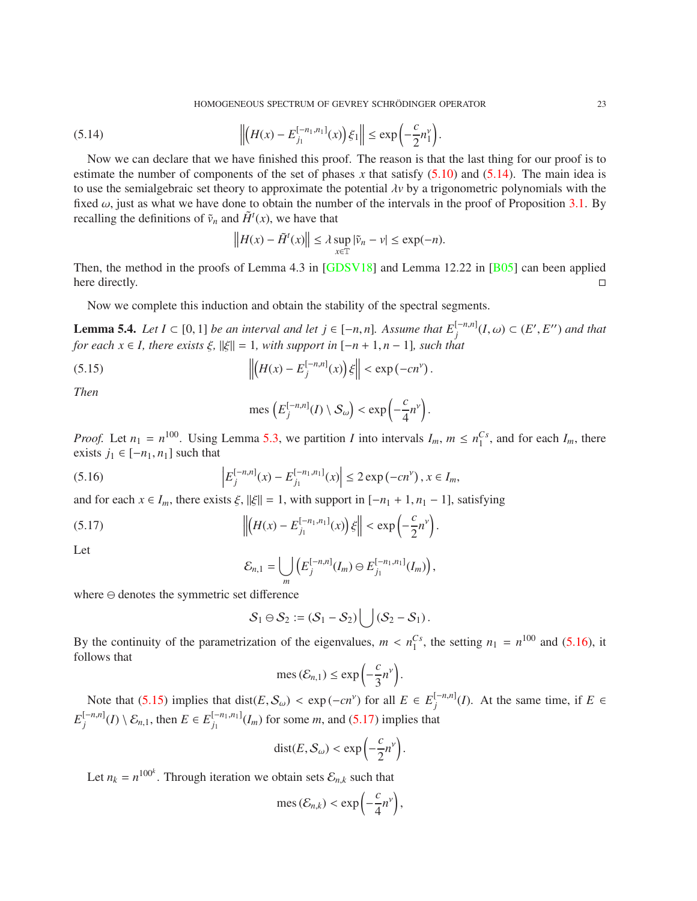$$\left\| \left( H(x) - E_{j_1}^{[-n_1,n_1]}(x) \right) \xi_1 \right\| \leq \exp\left( -\frac{c}{2} n_1^{\nu} \right). \tag{5.14}$$

Now we can declare that we have finished this proof. The reason is that the last thing for our proof is to estimate the number of components of the set of phases $x$ that satisfy (5.10) and (5.14). The main idea is to use the semialgebraic set theory to approximate the potential $\lambda v$ by a trigonometric polynomials with the fixed $\omega$, just as what we have done to obtain the number of the intervals in the proof of Proposition 3.1. By recalling the definitions of $\tilde{v}_n$ and $\tilde{H}^t(x)$, we have that

$$\left\| H(x) - \tilde{H}^t(x) \right\| \leq \lambda \sup_{x \in \mathbb{T}} |\tilde{v}_n - v| \leq \exp(-n).$$

Then, the method in the proofs of Lemma 4.3 in [GDSV18] and Lemma 12.22 in [B05] can been applied here directly. $\square$

Now we complete this induction and obtain the stability of the spectral segments.

**Lemma 5.4.** *Let $I \subset [0,1]$ be an interval and let $j \in [-n,n]$. Assume that $E_j^{[-n,n]}(I,\omega) \subset (E', E'')$ and that for each $x \in I$, there exists $\xi$, $\|\xi\| = 1$, with support in $[-n+1, n-1]$, such that*

$$\left\| \left( H(x) - E_j^{[-n,n]}(x) \right) \xi \right\| < \exp\left( -c n^{\nu} \right). \tag{5.15}$$

*Then*

$$\operatorname{mes}\left( E_j^{[-n,n]}(I) \setminus \mathcal{S}_{\omega} \right) < \exp\left( -\frac{c}{4} n^{\nu} \right).$$

*Proof.* Let $n_1 = n^{100}$. Using Lemma 5.3, we partition $I$ into intervals $I_m$, $m \leq n_1^{Cs}$, and for each $I_m$, there exists $j_1 \in [-n_1, n_1]$ such that

$$\left| E_j^{[-n,n]}(x) - E_{j_1}^{[-n_1,n_1]}(x) \right| \leq 2 \exp\left( -c n^{\nu} \right), x \in I_m, \tag{5.16}$$

and for each $x \in I_m$, there exists $\xi$, $\|\xi\| = 1$, with support in $[-n_1+1, n_1-1]$, satisfying

$$\left\| \left( H(x) - E_{j_1}^{[-n_1,n_1]}(x) \right) \xi \right\| < \exp\left( -\frac{c}{2} n^{\nu} \right). \tag{5.17}$$

Let

$$\mathcal{E}_{n,1} = \bigcup_m \left( E_j^{[-n,n]}(I_m) \ominus E_{j_1}^{[-n_1,n_1]}(I_m) \right),$$

where $\ominus$ denotes the symmetric set difference

$$\mathcal{S}_1 \ominus \mathcal{S}_2 := (\mathcal{S}_1 - \mathcal{S}_2) \bigcup (\mathcal{S}_2 - \mathcal{S}_1).$$

By the continuity of the parametrization of the eigenvalues, $m < n_1^{Cs}$, the setting $n_1 = n^{100}$ and (5.16), it follows that

$$\operatorname{mes}(\mathcal{E}_{n,1}) \leq \exp\left( -\frac{c}{3} n^{\nu} \right).$$

Note that (5.15) implies that $\operatorname{dist}(E, \mathcal{S}_{\omega}) < \exp(-c n^{\nu})$ for all $E \in E_j^{[-n,n]}(I)$. At the same time, if $E \in E_j^{[-n,n]}(I) \setminus \mathcal{E}_{n,1}$, then $E \in E_{j_1}^{[-n_1,n_1]}(I_m)$ for some $m$, and (5.17) implies that

$$\operatorname{dist}(E, \mathcal{S}_{\omega}) < \exp\left( -\frac{c}{2} n^{\nu} \right).$$

Let $n_k = n^{100^k}$. Through iteration we obtain sets $\mathcal{E}_{n,k}$ such that

$$\operatorname{mes}(\mathcal{E}_{n,k}) < \exp\left( -\frac{c}{4} n^{\nu} \right),$$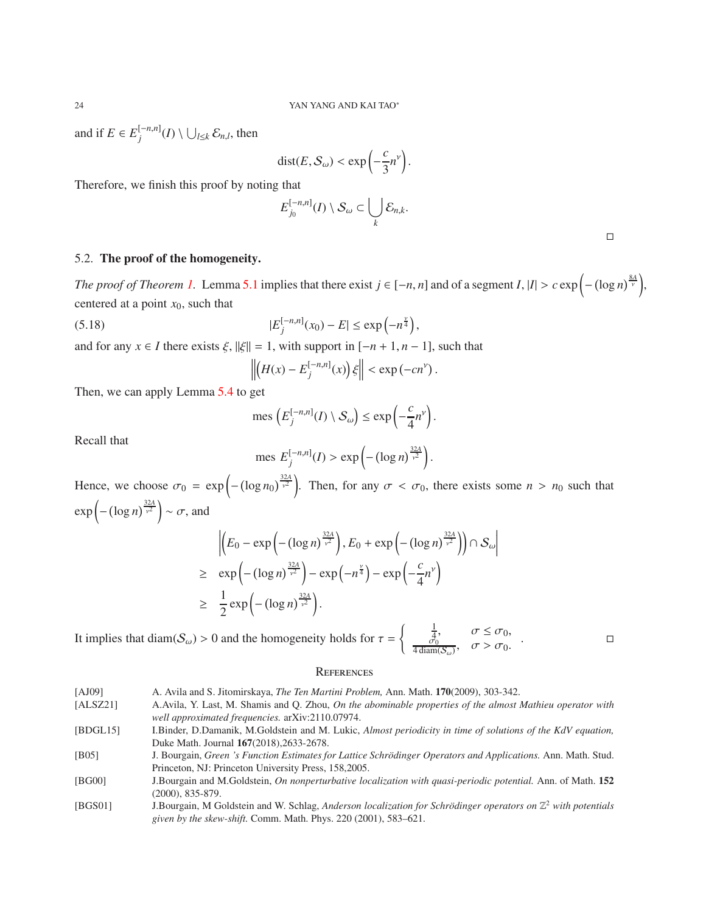and if $E \in E_j^{[-n,n]}(I) \setminus \bigcup_{l \le k} \mathcal{E}_{n,l}$, then

$$\operatorname{dist}(E, \mathcal{S}_\omega) < \exp\left(-\frac{c}{3} n^\nu\right).$$

Therefore, we finish this proof by noting that

$$E_{j_0}^{[-n,n]}(I) \setminus \mathcal{S}_\omega \subset \bigcup_k \mathcal{E}_{n,k}.$$

□

## 5.2. **The proof of the homogeneity.**

*The proof of Theorem 1.* Lemma 5.1 implies that there exist $j \in [-n, n]$ and of a segment $I$, $|I| > c \exp\left(-(\log n)^{\frac{8A}{\nu}}\right)$, centered at a point $x_0$, such that

$$|E_j^{[-n,n]}(x_0) - E| \le \exp\left(-n^{\frac{\nu}{4}}\right), \tag{5.18}$$

and for any $x \in I$ there exists $\xi$, $\|\xi\| = 1$, with support in $[-n+1, n-1]$, such that

$$\left\| \left(H(x) - E_j^{[-n,n]}(x)\right) \xi \right\| < \exp\left(-c n^\nu\right).$$

Then, we can apply Lemma 5.4 to get

$$\operatorname{mes}\left(E_j^{[-n,n]}(I) \setminus \mathcal{S}_\omega\right) \le \exp\left(-\frac{c}{4} n^\nu\right).$$

Recall that

$$\operatorname{mes} E_j^{[-n,n]}(I) > \exp\left(-(\log n)^{\frac{32A}{\nu^2}}\right).$$

Hence, we choose $\sigma_0 = \exp\left(-(\log n_0)^{\frac{32A}{\nu^2}}\right)$. Then, for any $\sigma < \sigma_0$, there exists some $n > n_0$ such that $\exp\left(-(\log n)^{\frac{32A}{\nu^2}}\right) \sim \sigma$, and

$$\begin{aligned}
& \left| \left(E_0 - \exp\left(-(\log n)^{\frac{32A}{\nu^2}}\right), E_0 + \exp\left(-(\log n)^{\frac{32A}{\nu^2}}\right)\right) \cap \mathcal{S}_\omega \right| \\
\ge \quad & \exp\left(-(\log n)^{\frac{32A}{\nu^2}}\right) - \exp\left(-n^{\frac{\nu}{4}}\right) - \exp\left(-\frac{c}{4} n^\nu\right) \\
\ge \quad & \frac{1}{2} \exp\left(-(\log n)^{\frac{32A}{\nu^2}}\right).
\end{aligned}$$

It implies that $\operatorname{diam}(\mathcal{S}_\omega) > 0$ and the homogeneity holds for $\tau = \begin{cases} \frac{1}{4}, & \sigma \le \sigma_0, \\ \frac{\sigma_0}{4 \operatorname{diam}(\mathcal{S}_\omega)}, & \sigma > \sigma_0. \end{cases}$ □

## References

[AJ09] A. Avila and S. Jitomirskaya, *The Ten Martini Problem,* Ann. Math. **170**(2009), 303-342.

[ALSZ21] A.Avila, Y. Last, M. Shamis and Q. Zhou, *On the abominable properties of the almost Mathieu operator with well approximated frequencies.* arXiv:2110.07974.

[BDGL15] I.Binder, D.Damanik, M.Goldstein and M. Lukic, *Almost periodicity in time of solutions of the KdV equation,* Duke Math. Journal **167**(2018),2633-2678.

[B05] J. Bourgain, *Green 's Function Estimates for Lattice Schrödinger Operators and Applications.* Ann. Math. Stud. Princeton, NJ: Princeton University Press, 158,2005.

[BG00] J.Bourgain and M.Goldstein, *On nonperturbative localization with quasi-periodic potential.* Ann. of Math. **152** (2000), 835-879.

[BGS01] J.Bourgain, M Goldstein and W. Schlag, *Anderson localization for Schrödinger operators on $\mathbb{Z}^2$ with potentials given by the skew-shift.* Comm. Math. Phys. 220 (2001), 583–621.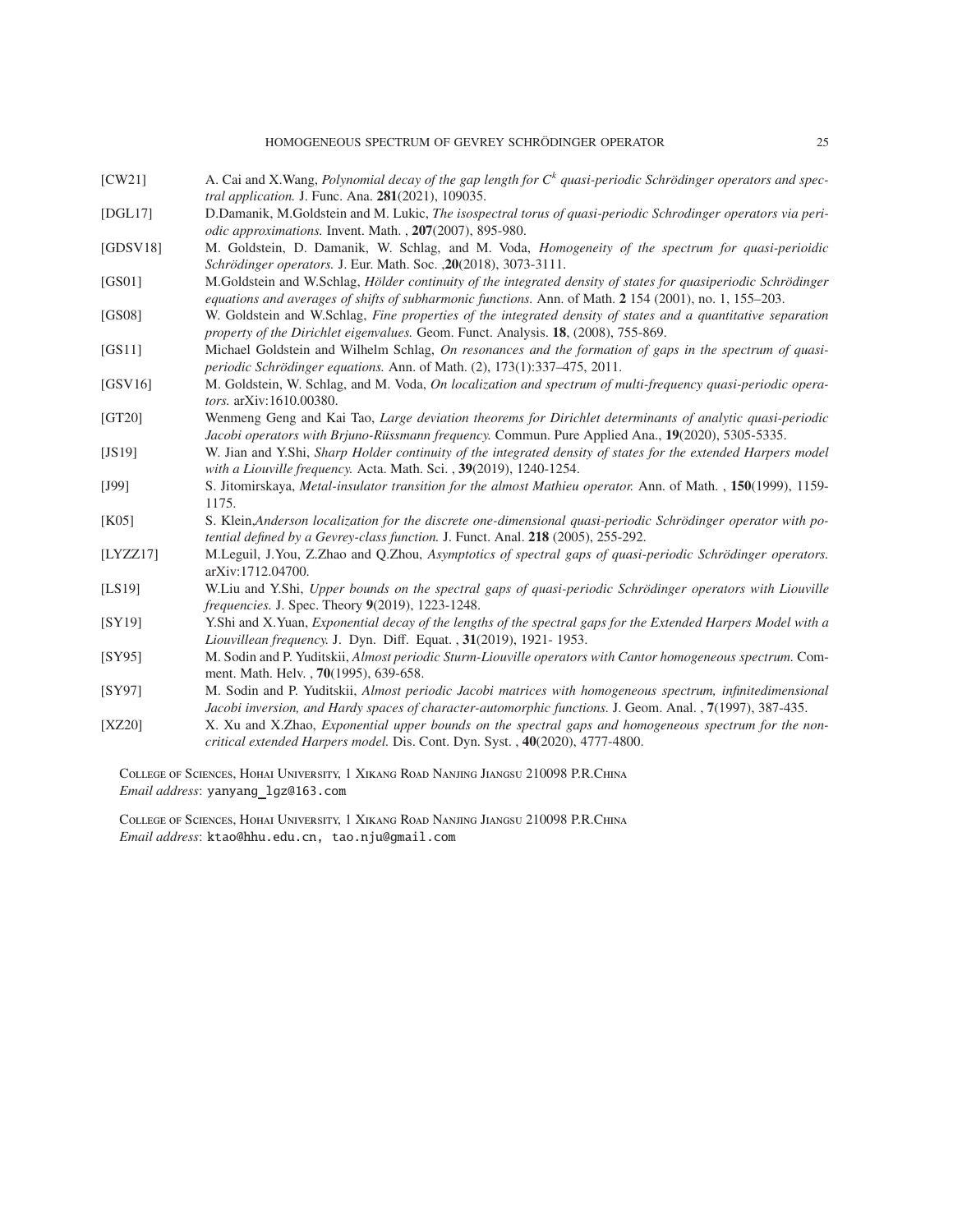[CW21] A. Cai and X.Wang, *Polynomial decay of the gap length for $C^k$ quasi-periodic Schrödinger operators and spectral application.* J. Func. Ana. **281**(2021), 109035.

[DGL17] D.Damanik, M.Goldstein and M. Lukic, *The isospectral torus of quasi-periodic Schrodinger operators via periodic approximations.* Invent. Math. , **207**(2007), 895-980.

[GDSV18] M. Goldstein, D. Damanik, W. Schlag, and M. Voda, *Homogeneity of the spectrum for quasi-perioidic Schrödinger operators.* J. Eur. Math. Soc. ,**20**(2018), 3073-3111.

[GS01] M.Goldstein and W.Schlag, *Hölder continuity of the integrated density of states for quasiperiodic Schrödinger equations and averages of shifts of subharmonic functions.* Ann. of Math. **2** 154 (2001), no. 1, 155–203.

[GS08] W. Goldstein and W.Schlag, *Fine properties of the integrated density of states and a quantitative separation property of the Dirichlet eigenvalues.* Geom. Funct. Analysis. **18**, (2008), 755-869.

[GS11] Michael Goldstein and Wilhelm Schlag, *On resonances and the formation of gaps in the spectrum of quasi-periodic Schrödinger equations.* Ann. of Math. (2), 173(1):337–475, 2011.

[GSV16] M. Goldstein, W. Schlag, and M. Voda, *On localization and spectrum of multi-frequency quasi-periodic operators.* arXiv:1610.00380.

[GT20] Wenmeng Geng and Kai Tao, *Large deviation theorems for Dirichlet determinants of analytic quasi-periodic Jacobi operators with Brjuno-Rüssmann frequency.* Commun. Pure Applied Ana., **19**(2020), 5305-5335.

[JS19] W. Jian and Y.Shi, *Sharp Holder continuity of the integrated density of states for the extended Harpers model with a Liouville frequency.* Acta. Math. Sci. , **39**(2019), 1240-1254.

[J99] S. Jitomirskaya, *Metal-insulator transition for the almost Mathieu operator.* Ann. of Math. , **150**(1999), 1159-1175.

[K05] S. Klein,*Anderson localization for the discrete one-dimensional quasi-periodic Schrödinger operator with potential defined by a Gevrey-class function.* J. Funct. Anal. **218** (2005), 255-292.

[LYZZ17] M.Leguil, J.You, Z.Zhao and Q.Zhou, *Asymptotics of spectral gaps of quasi-periodic Schrödinger operators.* arXiv:1712.04700.

[LS19] W.Liu and Y.Shi, *Upper bounds on the spectral gaps of quasi-periodic Schrödinger operators with Liouville frequencies.* J. Spec. Theory **9**(2019), 1223-1248.

[SY19] Y.Shi and X.Yuan, *Exponential decay of the lengths of the spectral gaps for the Extended Harpers Model with a Liouvillean frequency.* J. Dyn. Diff. Equat. , **31**(2019), 1921- 1953.

[SY95] M. Sodin and P. Yuditskii, *Almost periodic Sturm-Liouville operators with Cantor homogeneous spectrum.* Comment. Math. Helv. , **70**(1995), 639-658.

[SY97] M. Sodin and P. Yuditskii, *Almost periodic Jacobi matrices with homogeneous spectrum, infinitedimensional Jacobi inversion, and Hardy spaces of character-automorphic functions.* J. Geom. Anal. , **7**(1997), 387-435.

[XZ20] X. Xu and X.Zhao, *Exponential upper bounds on the spectral gaps and homogeneous spectrum for the non-critical extended Harpers model.* Dis. Cont. Dyn. Syst. , **40**(2020), 4777-4800.

College of Sciences, Hohai University, 1 Xikang Road Nanjing Jiangsu 210098 P.R.China
*Email address*: yanyang_lgz@163.com

College of Sciences, Hohai University, 1 Xikang Road Nanjing Jiangsu 210098 P.R.China
*Email address*: ktao@hhu.edu.cn, tao.nju@gmail.com